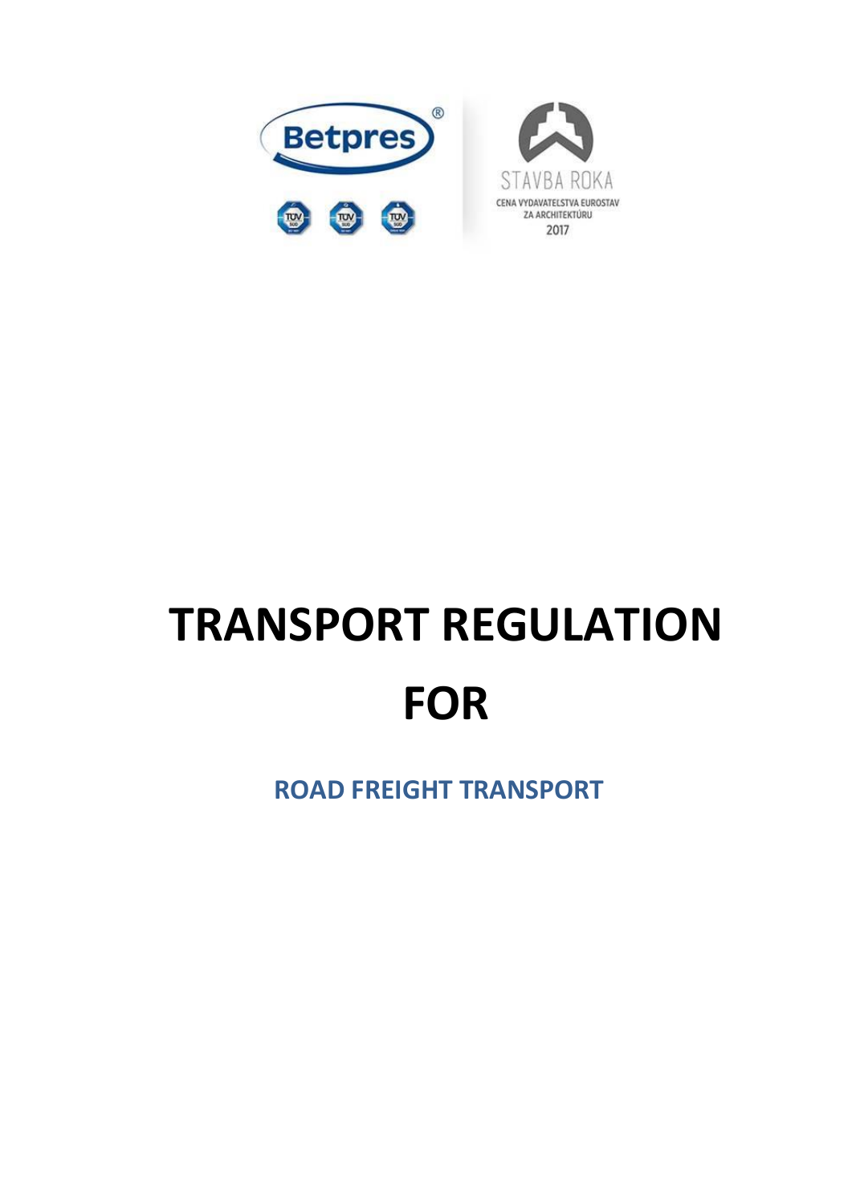Betpres®

STAVBA ROKA

CENA VYDAVATELSTVA EUROSTAV ZA ARCHITEKTÚRU 2017

# TRANSPORT REGULATION FOR

## ROAD FREIGHT TRANSPORT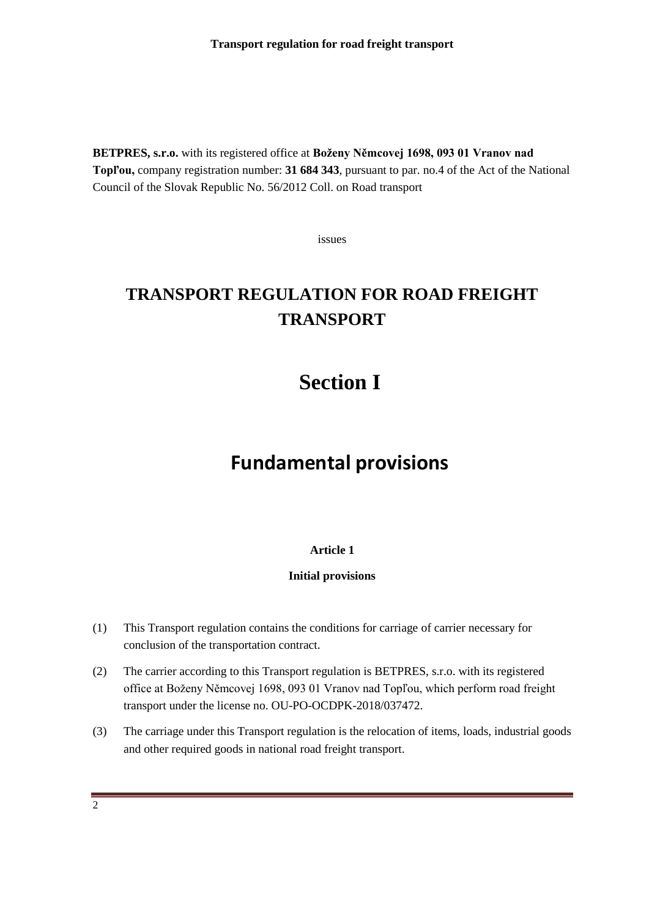**BETPRES, s.r.o.** with its registered office at **Boženy Němcovej 1698, 093 01 Vranov nad Topľou,** company registration number: **31 684 343**, pursuant to par. no.4 of the Act of the National Council of the Slovak Republic No. 56/2012 Coll. on Road transport

issues

# TRANSPORT REGULATION FOR ROAD FREIGHT TRANSPORT

# Section I

# Fundamental provisions

### Article 1

### Initial provisions

(1) This Transport regulation contains the conditions for carriage of carrier necessary for conclusion of the transportation contract.

(2) The carrier according to this Transport regulation is BETPRES, s.r.o. with its registered office at Boženy Němcovej 1698, 093 01 Vranov nad Topľou, which perform road freight transport under the license no. OU-PO-OCDPK-2018/037472.

(3) The carriage under this Transport regulation is the relocation of items, loads, industrial goods and other required goods in national road freight transport.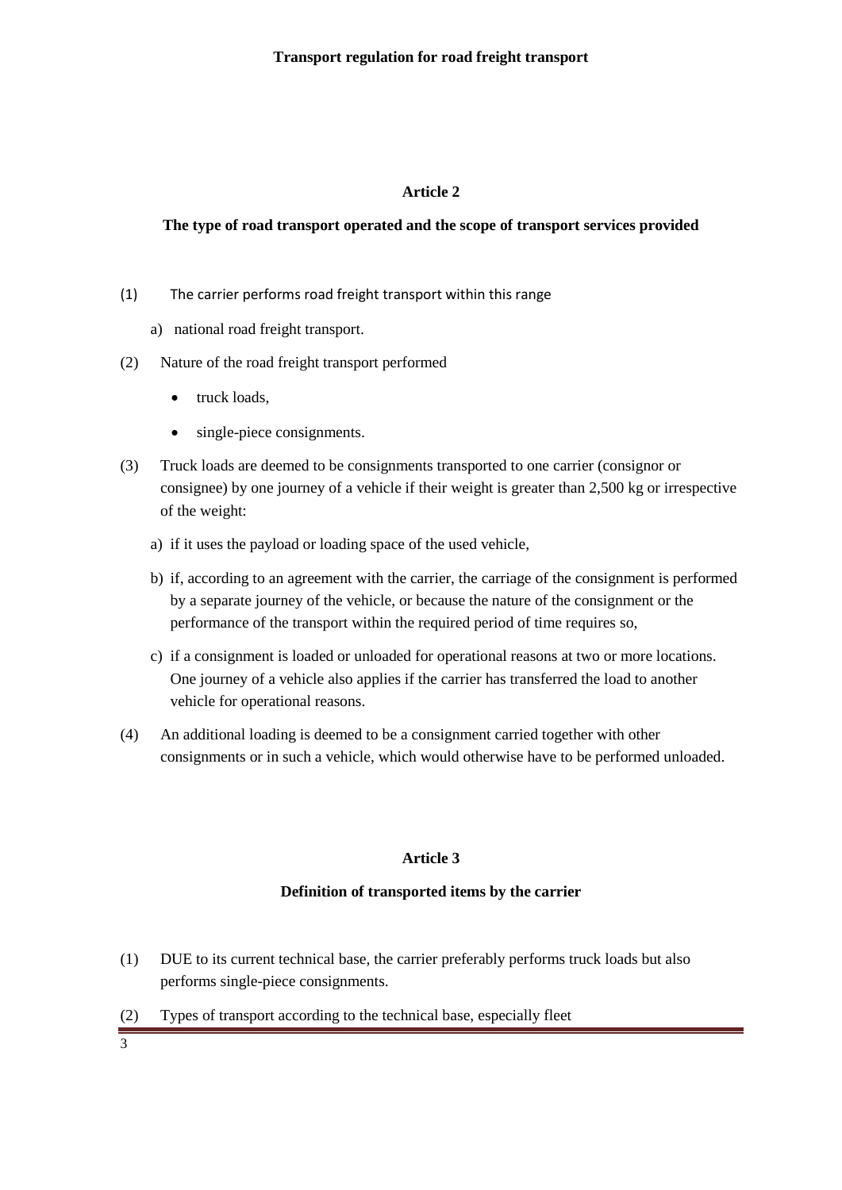## Article 2

### The type of road transport operated and the scope of transport services provided

(1) The carrier performs road freight transport within this range

a) national road freight transport.

(2) Nature of the road freight transport performed

- truck loads,
- single-piece consignments.

(3) Truck loads are deemed to be consignments transported to one carrier (consignor or consignee) by one journey of a vehicle if their weight is greater than 2,500 kg or irrespective of the weight:

a) if it uses the payload or loading space of the used vehicle,

b) if, according to an agreement with the carrier, the carriage of the consignment is performed by a separate journey of the vehicle, or because the nature of the consignment or the performance of the transport within the required period of time requires so,

c) if a consignment is loaded or unloaded for operational reasons at two or more locations. One journey of a vehicle also applies if the carrier has transferred the load to another vehicle for operational reasons.

(4) An additional loading is deemed to be a consignment carried together with other consignments or in such a vehicle, which would otherwise have to be performed unloaded.

## Article 3

### Definition of transported items by the carrier

(1) DUE to its current technical base, the carrier preferably performs truck loads but also performs single-piece consignments.

(2) Types of transport according to the technical base, especially fleet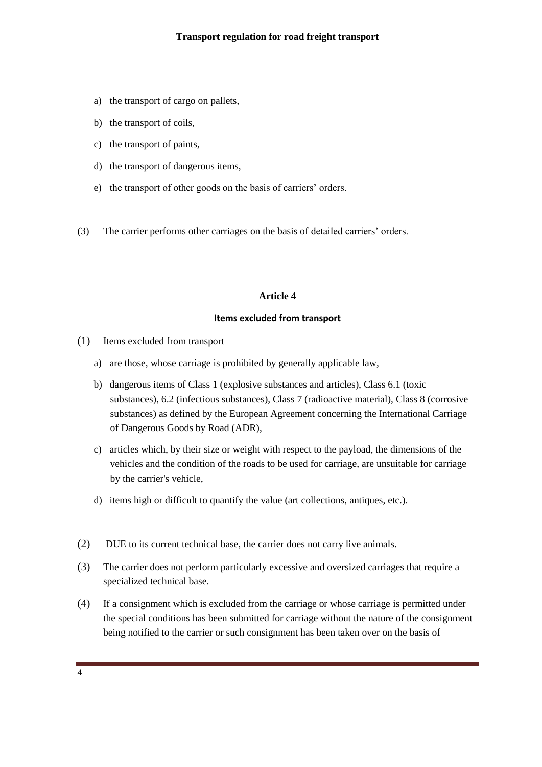a) the transport of cargo on pallets,

b) the transport of coils,

c) the transport of paints,

d) the transport of dangerous items,

e) the transport of other goods on the basis of carriers' orders.

(3) The carrier performs other carriages on the basis of detailed carriers' orders.

## Article 4

### Items excluded from transport

(1) Items excluded from transport

a) are those, whose carriage is prohibited by generally applicable law,

b) dangerous items of Class 1 (explosive substances and articles), Class 6.1 (toxic substances), 6.2 (infectious substances), Class 7 (radioactive material), Class 8 (corrosive substances) as defined by the European Agreement concerning the International Carriage of Dangerous Goods by Road (ADR),

c) articles which, by their size or weight with respect to the payload, the dimensions of the vehicles and the condition of the roads to be used for carriage, are unsuitable for carriage by the carrier's vehicle,

d) items high or difficult to quantify the value (art collections, antiques, etc.).

(2) DUE to its current technical base, the carrier does not carry live animals.

(3) The carrier does not perform particularly excessive and oversized carriages that require a specialized technical base.

(4) If a consignment which is excluded from the carriage or whose carriage is permitted under the special conditions has been submitted for carriage without the nature of the consignment being notified to the carrier or such consignment has been taken over on the basis of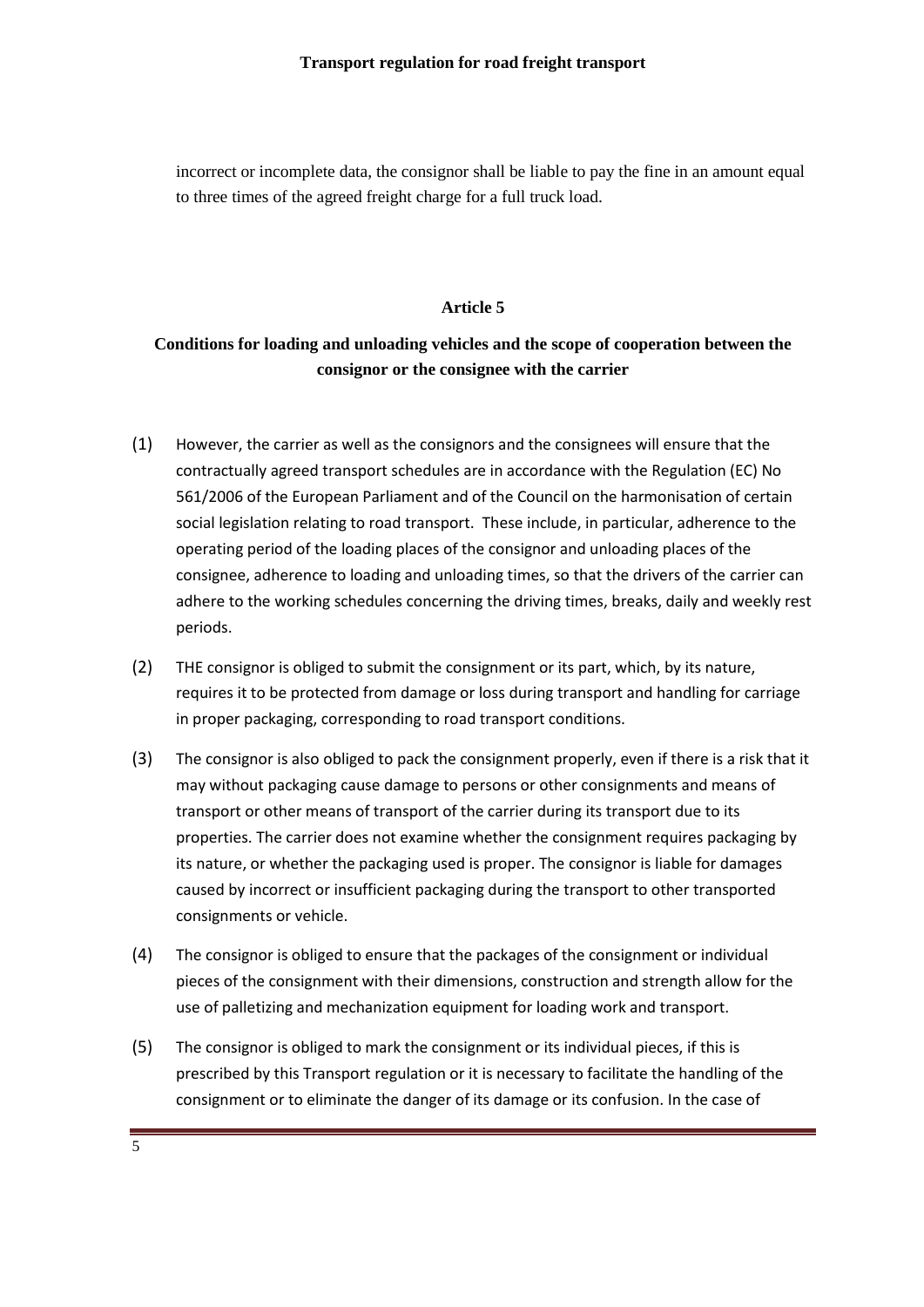incorrect or incomplete data, the consignor shall be liable to pay the fine in an amount equal to three times of the agreed freight charge for a full truck load.

## Article 5

## Conditions for loading and unloading vehicles and the scope of cooperation between the consignor or the consignee with the carrier

(1) However, the carrier as well as the consignors and the consignees will ensure that the contractually agreed transport schedules are in accordance with the Regulation (EC) No 561/2006 of the European Parliament and of the Council on the harmonisation of certain social legislation relating to road transport. These include, in particular, adherence to the operating period of the loading places of the consignor and unloading places of the consignee, adherence to loading and unloading times, so that the drivers of the carrier can adhere to the working schedules concerning the driving times, breaks, daily and weekly rest periods.

(2) THE consignor is obliged to submit the consignment or its part, which, by its nature, requires it to be protected from damage or loss during transport and handling for carriage in proper packaging, corresponding to road transport conditions.

(3) The consignor is also obliged to pack the consignment properly, even if there is a risk that it may without packaging cause damage to persons or other consignments and means of transport or other means of transport of the carrier during its transport due to its properties. The carrier does not examine whether the consignment requires packaging by its nature, or whether the packaging used is proper. The consignor is liable for damages caused by incorrect or insufficient packaging during the transport to other transported consignments or vehicle.

(4) The consignor is obliged to ensure that the packages of the consignment or individual pieces of the consignment with their dimensions, construction and strength allow for the use of palletizing and mechanization equipment for loading work and transport.

(5) The consignor is obliged to mark the consignment or its individual pieces, if this is prescribed by this Transport regulation or it is necessary to facilitate the handling of the consignment or to eliminate the danger of its damage or its confusion. In the case of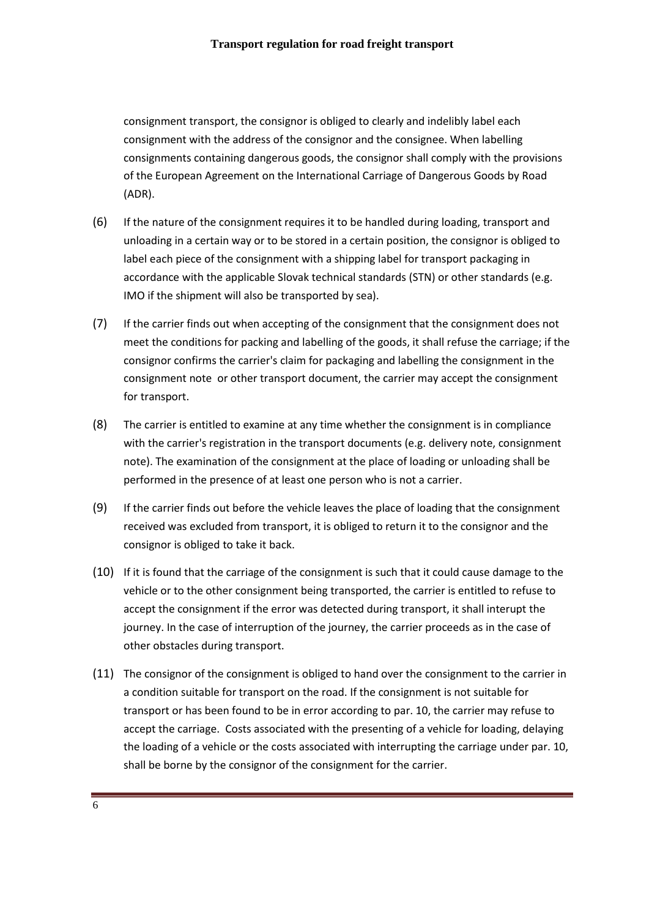consignment transport, the consignor is obliged to clearly and indelibly label each consignment with the address of the consignor and the consignee. When labelling consignments containing dangerous goods, the consignor shall comply with the provisions of the European Agreement on the International Carriage of Dangerous Goods by Road (ADR).

(6) If the nature of the consignment requires it to be handled during loading, transport and unloading in a certain way or to be stored in a certain position, the consignor is obliged to label each piece of the consignment with a shipping label for transport packaging in accordance with the applicable Slovak technical standards (STN) or other standards (e.g. IMO if the shipment will also be transported by sea).

(7) If the carrier finds out when accepting of the consignment that the consignment does not meet the conditions for packing and labelling of the goods, it shall refuse the carriage; if the consignor confirms the carrier's claim for packaging and labelling the consignment in the consignment note or other transport document, the carrier may accept the consignment for transport.

(8) The carrier is entitled to examine at any time whether the consignment is in compliance with the carrier's registration in the transport documents (e.g. delivery note, consignment note). The examination of the consignment at the place of loading or unloading shall be performed in the presence of at least one person who is not a carrier.

(9) If the carrier finds out before the vehicle leaves the place of loading that the consignment received was excluded from transport, it is obliged to return it to the consignor and the consignor is obliged to take it back.

(10) If it is found that the carriage of the consignment is such that it could cause damage to the vehicle or to the other consignment being transported, the carrier is entitled to refuse to accept the consignment if the error was detected during transport, it shall interupt the journey. In the case of interruption of the journey, the carrier proceeds as in the case of other obstacles during transport.

(11) The consignor of the consignment is obliged to hand over the consignment to the carrier in a condition suitable for transport on the road. If the consignment is not suitable for transport or has been found to be in error according to par. 10, the carrier may refuse to accept the carriage. Costs associated with the presenting of a vehicle for loading, delaying the loading of a vehicle or the costs associated with interrupting the carriage under par. 10, shall be borne by the consignor of the consignment for the carrier.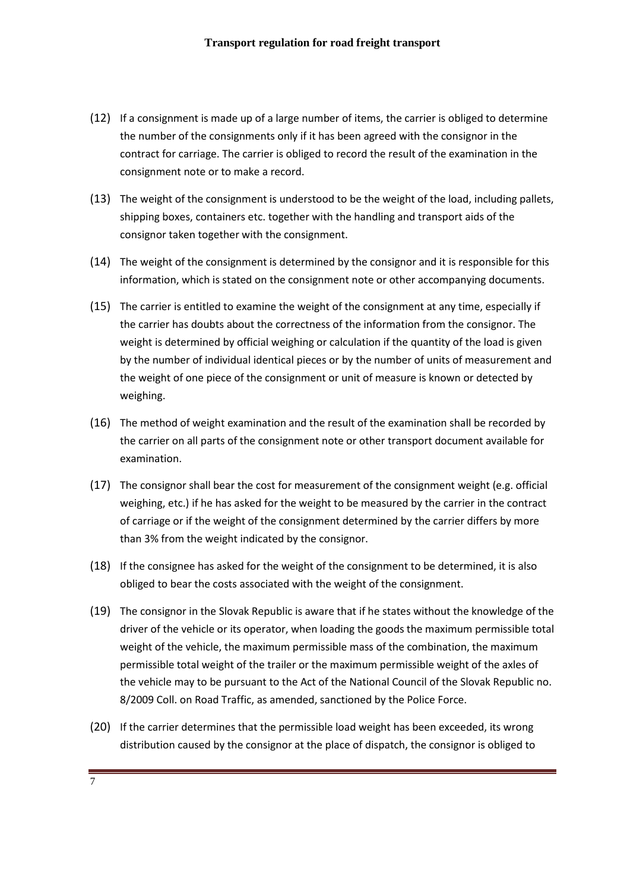(12) If a consignment is made up of a large number of items, the carrier is obliged to determine the number of the consignments only if it has been agreed with the consignor in the contract for carriage. The carrier is obliged to record the result of the examination in the consignment note or to make a record.

(13) The weight of the consignment is understood to be the weight of the load, including pallets, shipping boxes, containers etc. together with the handling and transport aids of the consignor taken together with the consignment.

(14) The weight of the consignment is determined by the consignor and it is responsible for this information, which is stated on the consignment note or other accompanying documents.

(15) The carrier is entitled to examine the weight of the consignment at any time, especially if the carrier has doubts about the correctness of the information from the consignor. The weight is determined by official weighing or calculation if the quantity of the load is given by the number of individual identical pieces or by the number of units of measurement and the weight of one piece of the consignment or unit of measure is known or detected by weighing.

(16) The method of weight examination and the result of the examination shall be recorded by the carrier on all parts of the consignment note or other transport document available for examination.

(17) The consignor shall bear the cost for measurement of the consignment weight (e.g. official weighing, etc.) if he has asked for the weight to be measured by the carrier in the contract of carriage or if the weight of the consignment determined by the carrier differs by more than 3% from the weight indicated by the consignor.

(18) If the consignee has asked for the weight of the consignment to be determined, it is also obliged to bear the costs associated with the weight of the consignment.

(19) The consignor in the Slovak Republic is aware that if he states without the knowledge of the driver of the vehicle or its operator, when loading the goods the maximum permissible total weight of the vehicle, the maximum permissible mass of the combination, the maximum permissible total weight of the trailer or the maximum permissible weight of the axles of the vehicle may to be pursuant to the Act of the National Council of the Slovak Republic no. 8/2009 Coll. on Road Traffic, as amended, sanctioned by the Police Force.

(20) If the carrier determines that the permissible load weight has been exceeded, its wrong distribution caused by the consignor at the place of dispatch, the consignor is obliged to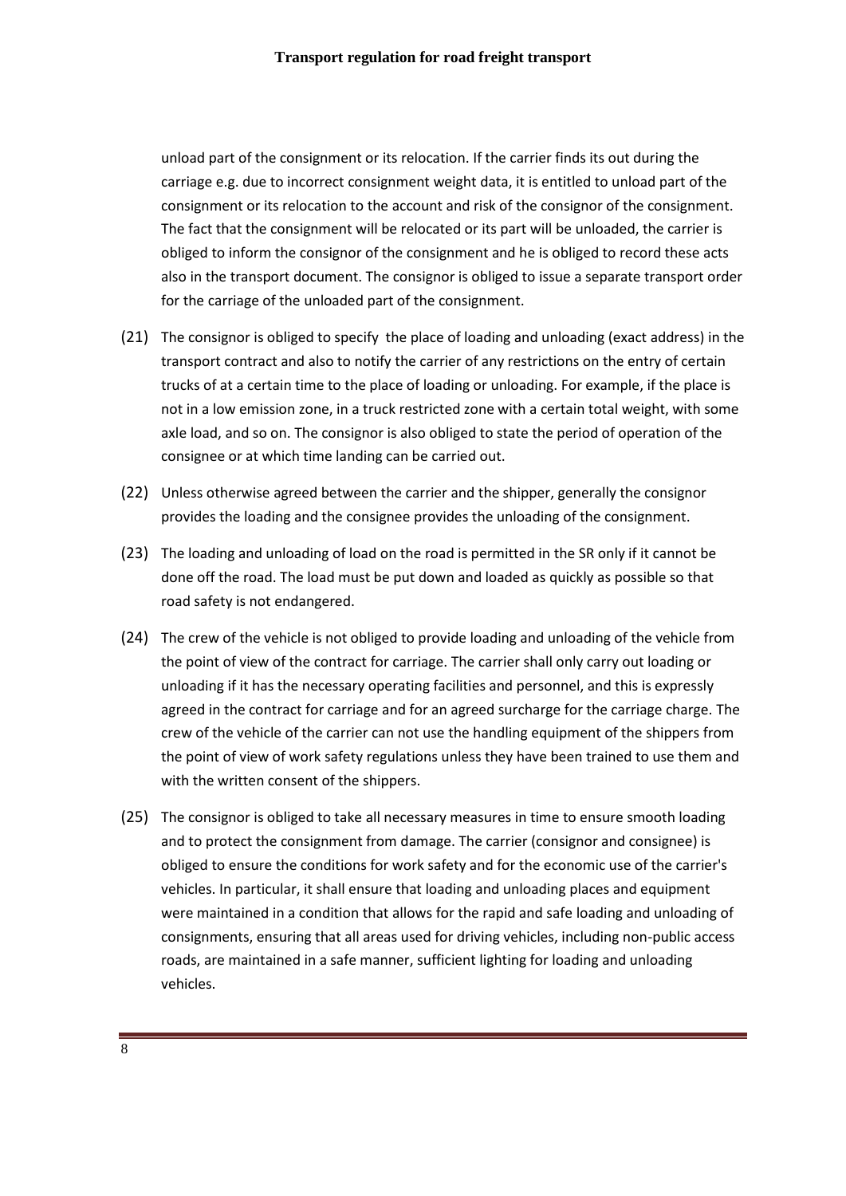unload part of the consignment or its relocation. If the carrier finds its out during the carriage e.g. due to incorrect consignment weight data, it is entitled to unload part of the consignment or its relocation to the account and risk of the consignor of the consignment. The fact that the consignment will be relocated or its part will be unloaded, the carrier is obliged to inform the consignor of the consignment and he is obliged to record these acts also in the transport document. The consignor is obliged to issue a separate transport order for the carriage of the unloaded part of the consignment.

(21) The consignor is obliged to specify the place of loading and unloading (exact address) in the transport contract and also to notify the carrier of any restrictions on the entry of certain trucks of at a certain time to the place of loading or unloading. For example, if the place is not in a low emission zone, in a truck restricted zone with a certain total weight, with some axle load, and so on. The consignor is also obliged to state the period of operation of the consignee or at which time landing can be carried out.

(22) Unless otherwise agreed between the carrier and the shipper, generally the consignor provides the loading and the consignee provides the unloading of the consignment.

(23) The loading and unloading of load on the road is permitted in the SR only if it cannot be done off the road. The load must be put down and loaded as quickly as possible so that road safety is not endangered.

(24) The crew of the vehicle is not obliged to provide loading and unloading of the vehicle from the point of view of the contract for carriage. The carrier shall only carry out loading or unloading if it has the necessary operating facilities and personnel, and this is expressly agreed in the contract for carriage and for an agreed surcharge for the carriage charge. The crew of the vehicle of the carrier can not use the handling equipment of the shippers from the point of view of work safety regulations unless they have been trained to use them and with the written consent of the shippers.

(25) The consignor is obliged to take all necessary measures in time to ensure smooth loading and to protect the consignment from damage. The carrier (consignor and consignee) is obliged to ensure the conditions for work safety and for the economic use of the carrier's vehicles. In particular, it shall ensure that loading and unloading places and equipment were maintained in a condition that allows for the rapid and safe loading and unloading of consignments, ensuring that all areas used for driving vehicles, including non-public access roads, are maintained in a safe manner, sufficient lighting for loading and unloading vehicles.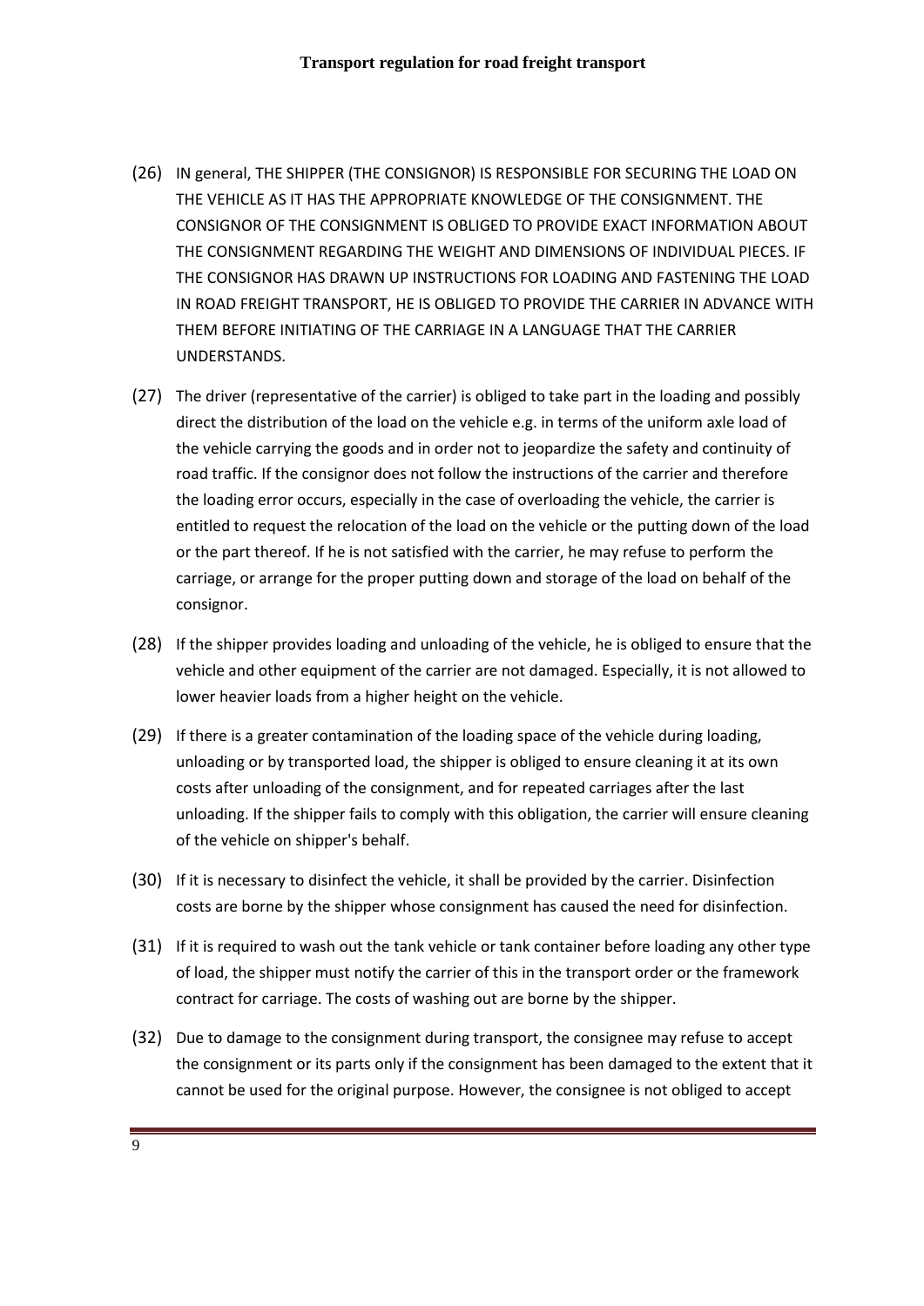(26) IN general, THE SHIPPER (THE CONSIGNOR) IS RESPONSIBLE FOR SECURING THE LOAD ON THE VEHICLE AS IT HAS THE APPROPRIATE KNOWLEDGE OF THE CONSIGNMENT. THE CONSIGNOR OF THE CONSIGNMENT IS OBLIGED TO PROVIDE EXACT INFORMATION ABOUT THE CONSIGNMENT REGARDING THE WEIGHT AND DIMENSIONS OF INDIVIDUAL PIECES. IF THE CONSIGNOR HAS DRAWN UP INSTRUCTIONS FOR LOADING AND FASTENING THE LOAD IN ROAD FREIGHT TRANSPORT, HE IS OBLIGED TO PROVIDE THE CARRIER IN ADVANCE WITH THEM BEFORE INITIATING OF THE CARRIAGE IN A LANGUAGE THAT THE CARRIER UNDERSTANDS.

(27) The driver (representative of the carrier) is obliged to take part in the loading and possibly direct the distribution of the load on the vehicle e.g. in terms of the uniform axle load of the vehicle carrying the goods and in order not to jeopardize the safety and continuity of road traffic. If the consignor does not follow the instructions of the carrier and therefore the loading error occurs, especially in the case of overloading the vehicle, the carrier is entitled to request the relocation of the load on the vehicle or the putting down of the load or the part thereof. If he is not satisfied with the carrier, he may refuse to perform the carriage, or arrange for the proper putting down and storage of the load on behalf of the consignor.

(28) If the shipper provides loading and unloading of the vehicle, he is obliged to ensure that the vehicle and other equipment of the carrier are not damaged. Especially, it is not allowed to lower heavier loads from a higher height on the vehicle.

(29) If there is a greater contamination of the loading space of the vehicle during loading, unloading or by transported load, the shipper is obliged to ensure cleaning it at its own costs after unloading of the consignment, and for repeated carriages after the last unloading. If the shipper fails to comply with this obligation, the carrier will ensure cleaning of the vehicle on shipper's behalf.

(30) If it is necessary to disinfect the vehicle, it shall be provided by the carrier. Disinfection costs are borne by the shipper whose consignment has caused the need for disinfection.

(31) If it is required to wash out the tank vehicle or tank container before loading any other type of load, the shipper must notify the carrier of this in the transport order or the framework contract for carriage. The costs of washing out are borne by the shipper.

(32) Due to damage to the consignment during transport, the consignee may refuse to accept the consignment or its parts only if the consignment has been damaged to the extent that it cannot be used for the original purpose. However, the consignee is not obliged to accept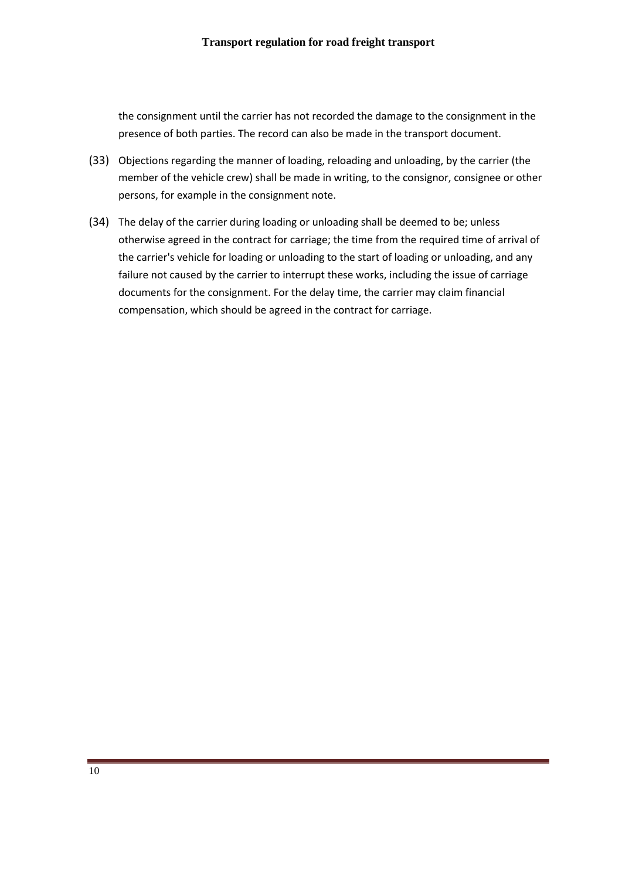the consignment until the carrier has not recorded the damage to the consignment in the presence of both parties. The record can also be made in the transport document.

(33) Objections regarding the manner of loading, reloading and unloading, by the carrier (the member of the vehicle crew) shall be made in writing, to the consignor, consignee or other persons, for example in the consignment note.

(34) The delay of the carrier during loading or unloading shall be deemed to be; unless otherwise agreed in the contract for carriage; the time from the required time of arrival of the carrier's vehicle for loading or unloading to the start of loading or unloading, and any failure not caused by the carrier to interrupt these works, including the issue of carriage documents for the consignment. For the delay time, the carrier may claim financial compensation, which should be agreed in the contract for carriage.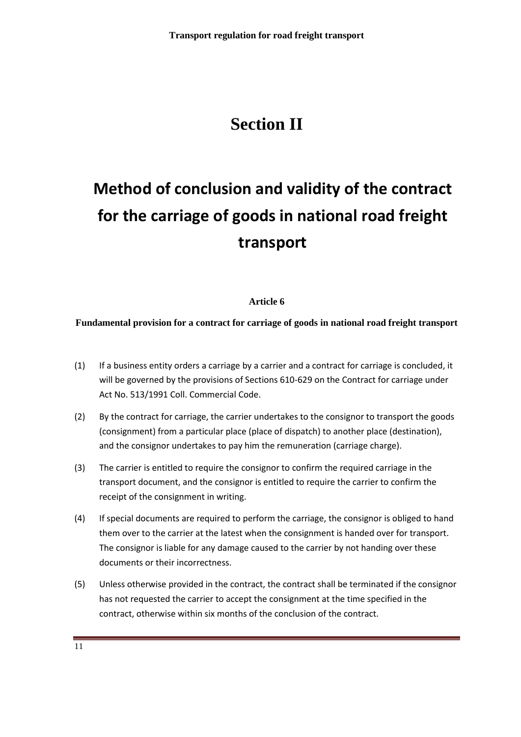# Section II

# Method of conclusion and validity of the contract for the carriage of goods in national road freight transport

### Article 6

**Fundamental provision for a contract for carriage of goods in national road freight transport**

(1) If a business entity orders a carriage by a carrier and a contract for carriage is concluded, it will be governed by the provisions of Sections 610-629 on the Contract for carriage under Act No. 513/1991 Coll. Commercial Code.

(2) By the contract for carriage, the carrier undertakes to the consignor to transport the goods (consignment) from a particular place (place of dispatch) to another place (destination), and the consignor undertakes to pay him the remuneration (carriage charge).

(3) The carrier is entitled to require the consignor to confirm the required carriage in the transport document, and the consignor is entitled to require the carrier to confirm the receipt of the consignment in writing.

(4) If special documents are required to perform the carriage, the consignor is obliged to hand them over to the carrier at the latest when the consignment is handed over for transport. The consignor is liable for any damage caused to the carrier by not handing over these documents or their incorrectness.

(5) Unless otherwise provided in the contract, the contract shall be terminated if the consignor has not requested the carrier to accept the consignment at the time specified in the contract, otherwise within six months of the conclusion of the contract.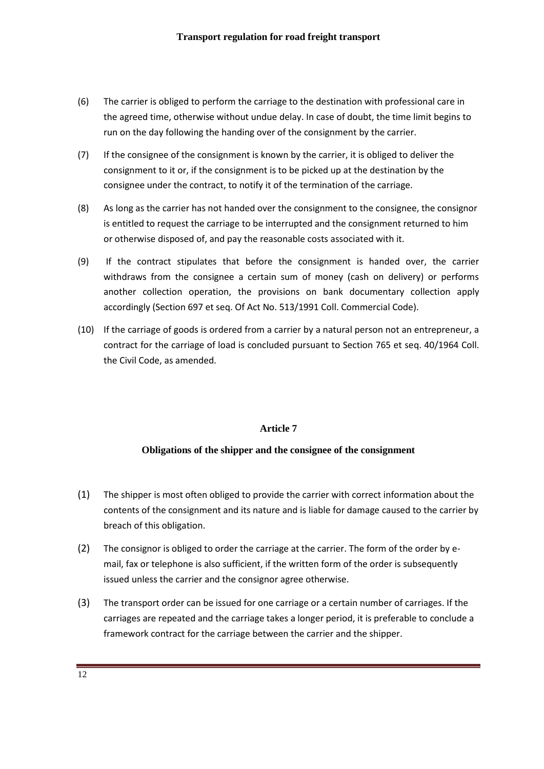(6) The carrier is obliged to perform the carriage to the destination with professional care in the agreed time, otherwise without undue delay. In case of doubt, the time limit begins to run on the day following the handing over of the consignment by the carrier.

(7) If the consignee of the consignment is known by the carrier, it is obliged to deliver the consignment to it or, if the consignment is to be picked up at the destination by the consignee under the contract, to notify it of the termination of the carriage.

(8) As long as the carrier has not handed over the consignment to the consignee, the consignor is entitled to request the carriage to be interrupted and the consignment returned to him or otherwise disposed of, and pay the reasonable costs associated with it.

(9) If the contract stipulates that before the consignment is handed over, the carrier withdraws from the consignee a certain sum of money (cash on delivery) or performs another collection operation, the provisions on bank documentary collection apply accordingly (Section 697 et seq. Of Act No. 513/1991 Coll. Commercial Code).

(10) If the carriage of goods is ordered from a carrier by a natural person not an entrepreneur, a contract for the carriage of load is concluded pursuant to Section 765 et seq. 40/1964 Coll. the Civil Code, as amended.

## Article 7

### Obligations of the shipper and the consignee of the consignment

(1) The shipper is most often obliged to provide the carrier with correct information about the contents of the consignment and its nature and is liable for damage caused to the carrier by breach of this obligation.

(2) The consignor is obliged to order the carriage at the carrier. The form of the order by e-mail, fax or telephone is also sufficient, if the written form of the order is subsequently issued unless the carrier and the consignor agree otherwise.

(3) The transport order can be issued for one carriage or a certain number of carriages. If the carriages are repeated and the carriage takes a longer period, it is preferable to conclude a framework contract for the carriage between the carrier and the shipper.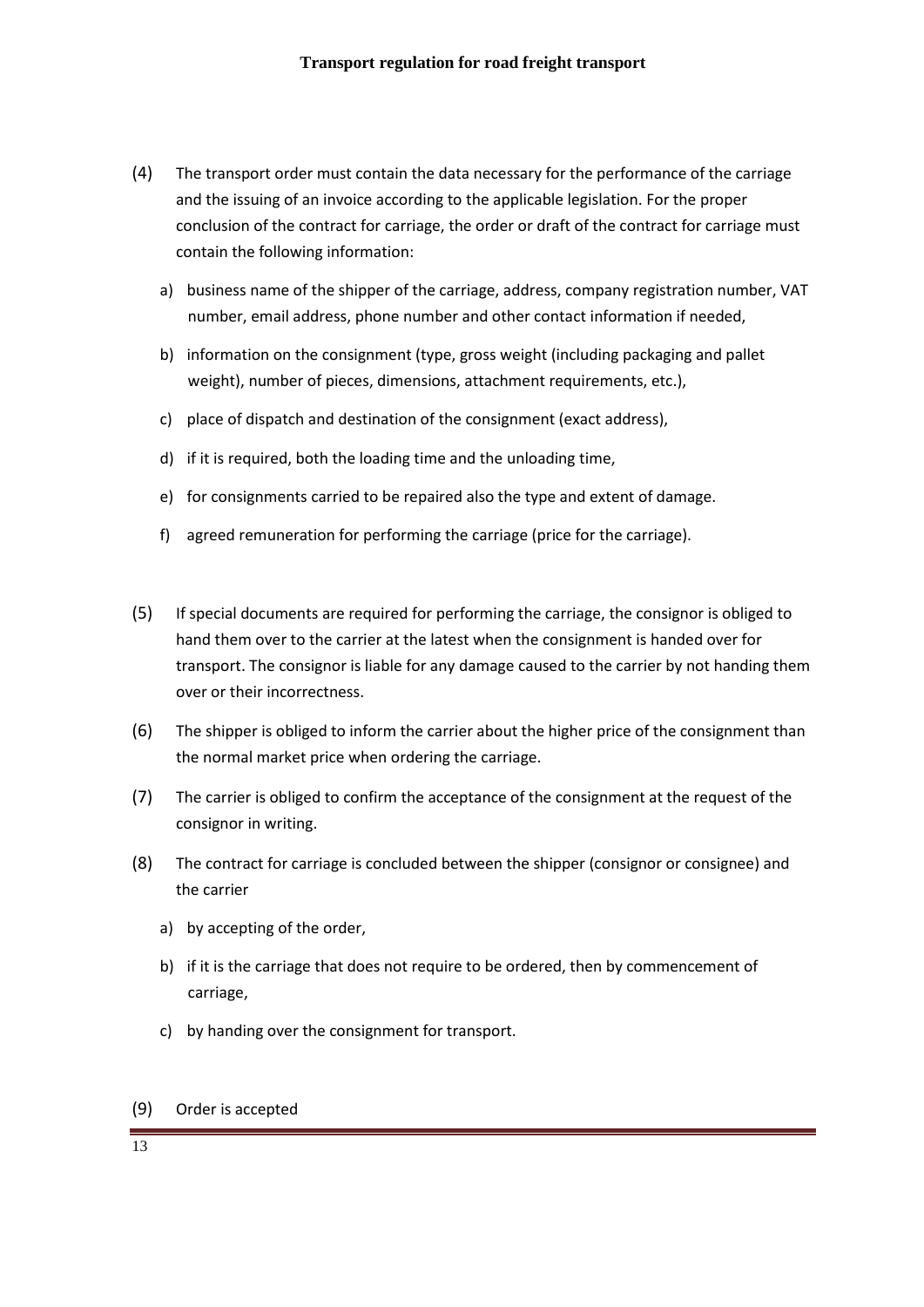(4) The transport order must contain the data necessary for the performance of the carriage and the issuing of an invoice according to the applicable legislation. For the proper conclusion of the contract for carriage, the order or draft of the contract for carriage must contain the following information:

   a) business name of the shipper of the carriage, address, company registration number, VAT number, email address, phone number and other contact information if needed,

   b) information on the consignment (type, gross weight (including packaging and pallet weight), number of pieces, dimensions, attachment requirements, etc.),

   c) place of dispatch and destination of the consignment (exact address),

   d) if it is required, both the loading time and the unloading time,

   e) for consignments carried to be repaired also the type and extent of damage.

   f) agreed remuneration for performing the carriage (price for the carriage).

(5) If special documents are required for performing the carriage, the consignor is obliged to hand them over to the carrier at the latest when the consignment is handed over for transport. The consignor is liable for any damage caused to the carrier by not handing them over or their incorrectness.

(6) The shipper is obliged to inform the carrier about the higher price of the consignment than the normal market price when ordering the carriage.

(7) The carrier is obliged to confirm the acceptance of the consignment at the request of the consignor in writing.

(8) The contract for carriage is concluded between the shipper (consignor or consignee) and the carrier

   a) by accepting of the order,

   b) if it is the carriage that does not require to be ordered, then by commencement of carriage,

   c) by handing over the consignment for transport.

(9) Order is accepted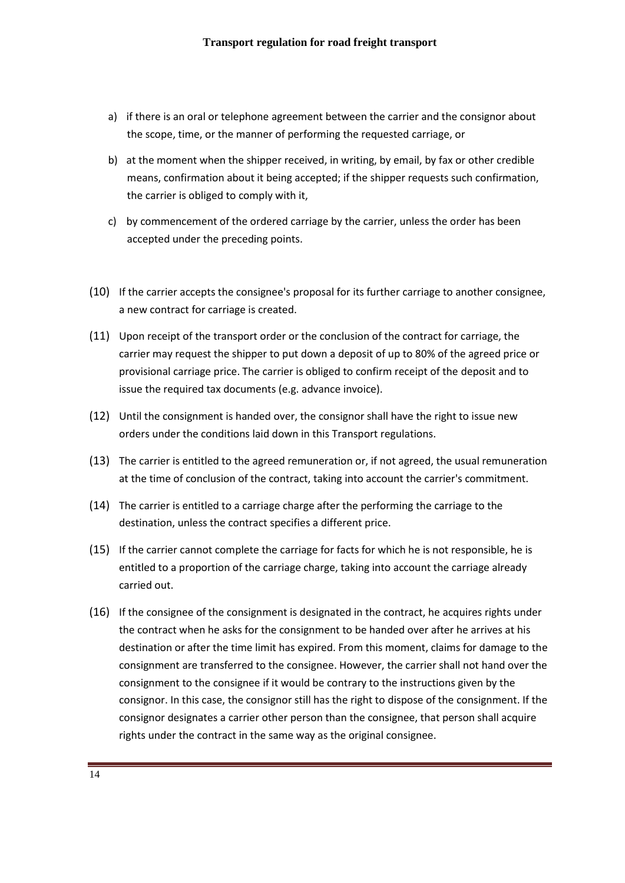a) if there is an oral or telephone agreement between the carrier and the consignor about the scope, time, or the manner of performing the requested carriage, or

b) at the moment when the shipper received, in writing, by email, by fax or other credible means, confirmation about it being accepted; if the shipper requests such confirmation, the carrier is obliged to comply with it,

c) by commencement of the ordered carriage by the carrier, unless the order has been accepted under the preceding points.

(10) If the carrier accepts the consignee's proposal for its further carriage to another consignee, a new contract for carriage is created.

(11) Upon receipt of the transport order or the conclusion of the contract for carriage, the carrier may request the shipper to put down a deposit of up to 80% of the agreed price or provisional carriage price. The carrier is obliged to confirm receipt of the deposit and to issue the required tax documents (e.g. advance invoice).

(12) Until the consignment is handed over, the consignor shall have the right to issue new orders under the conditions laid down in this Transport regulations.

(13) The carrier is entitled to the agreed remuneration or, if not agreed, the usual remuneration at the time of conclusion of the contract, taking into account the carrier's commitment.

(14) The carrier is entitled to a carriage charge after the performing the carriage to the destination, unless the contract specifies a different price.

(15) If the carrier cannot complete the carriage for facts for which he is not responsible, he is entitled to a proportion of the carriage charge, taking into account the carriage already carried out.

(16) If the consignee of the consignment is designated in the contract, he acquires rights under the contract when he asks for the consignment to be handed over after he arrives at his destination or after the time limit has expired. From this moment, claims for damage to the consignment are transferred to the consignee. However, the carrier shall not hand over the consignment to the consignee if it would be contrary to the instructions given by the consignor. In this case, the consignor still has the right to dispose of the consignment. If the consignor designates a carrier other person than the consignee, that person shall acquire rights under the contract in the same way as the original consignee.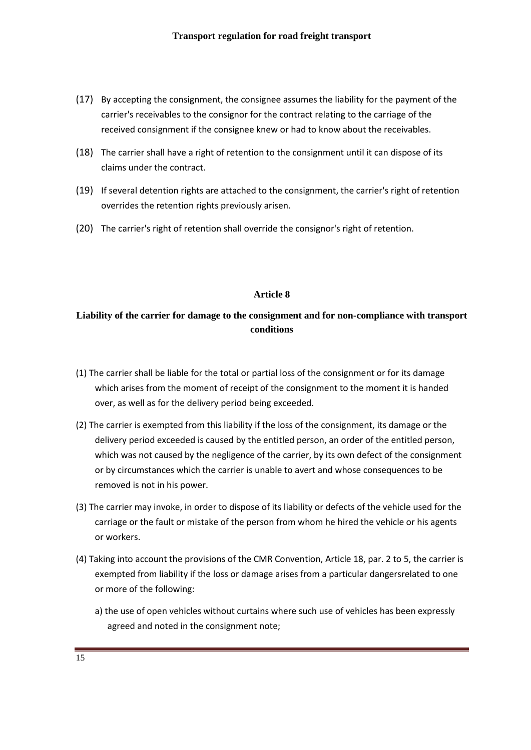(17) By accepting the consignment, the consignee assumes the liability for the payment of the carrier's receivables to the consignor for the contract relating to the carriage of the received consignment if the consignee knew or had to know about the receivables.

(18) The carrier shall have a right of retention to the consignment until it can dispose of its claims under the contract.

(19) If several detention rights are attached to the consignment, the carrier's right of retention overrides the retention rights previously arisen.

(20) The carrier's right of retention shall override the consignor's right of retention.

## Article 8

## Liability of the carrier for damage to the consignment and for non-compliance with transport conditions

(1) The carrier shall be liable for the total or partial loss of the consignment or for its damage which arises from the moment of receipt of the consignment to the moment it is handed over, as well as for the delivery period being exceeded.

(2) The carrier is exempted from this liability if the loss of the consignment, its damage or the delivery period exceeded is caused by the entitled person, an order of the entitled person, which was not caused by the negligence of the carrier, by its own defect of the consignment or by circumstances which the carrier is unable to avert and whose consequences to be removed is not in his power.

(3) The carrier may invoke, in order to dispose of its liability or defects of the vehicle used for the carriage or the fault or mistake of the person from whom he hired the vehicle or his agents or workers.

(4) Taking into account the provisions of the CMR Convention, Article 18, par. 2 to 5, the carrier is exempted from liability if the loss or damage arises from a particular dangersrelated to one or more of the following:

a) the use of open vehicles without curtains where such use of vehicles has been expressly agreed and noted in the consignment note;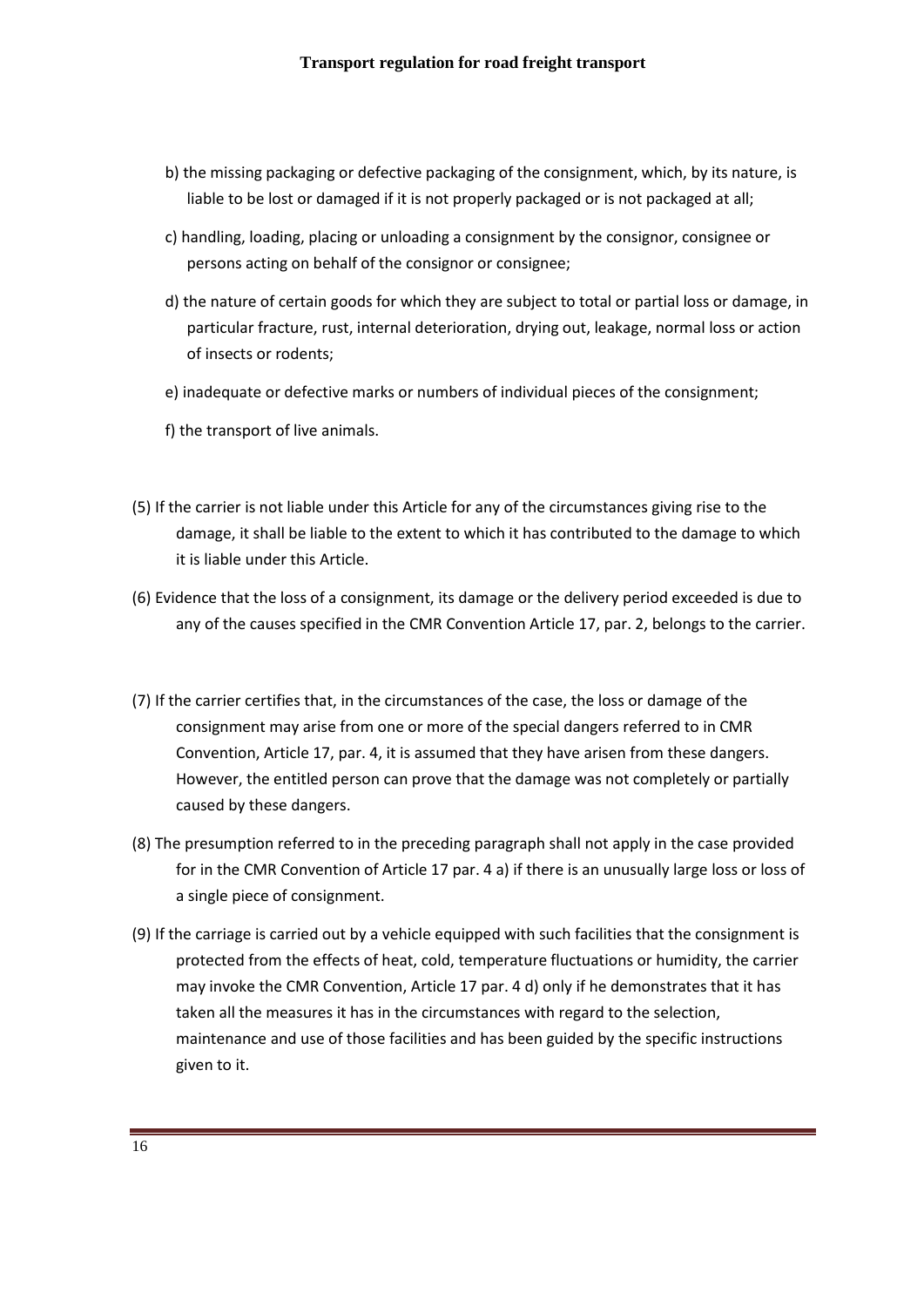b) the missing packaging or defective packaging of the consignment, which, by its nature, is liable to be lost or damaged if it is not properly packaged or is not packaged at all;

c) handling, loading, placing or unloading a consignment by the consignor, consignee or persons acting on behalf of the consignor or consignee;

d) the nature of certain goods for which they are subject to total or partial loss or damage, in particular fracture, rust, internal deterioration, drying out, leakage, normal loss or action of insects or rodents;

e) inadequate or defective marks or numbers of individual pieces of the consignment;

f) the transport of live animals.

(5) If the carrier is not liable under this Article for any of the circumstances giving rise to the damage, it shall be liable to the extent to which it has contributed to the damage to which it is liable under this Article.

(6) Evidence that the loss of a consignment, its damage or the delivery period exceeded is due to any of the causes specified in the CMR Convention Article 17, par. 2, belongs to the carrier.

(7) If the carrier certifies that, in the circumstances of the case, the loss or damage of the consignment may arise from one or more of the special dangers referred to in CMR Convention, Article 17, par. 4, it is assumed that they have arisen from these dangers. However, the entitled person can prove that the damage was not completely or partially caused by these dangers.

(8) The presumption referred to in the preceding paragraph shall not apply in the case provided for in the CMR Convention of Article 17 par. 4 a) if there is an unusually large loss or loss of a single piece of consignment.

(9) If the carriage is carried out by a vehicle equipped with such facilities that the consignment is protected from the effects of heat, cold, temperature fluctuations or humidity, the carrier may invoke the CMR Convention, Article 17 par. 4 d) only if he demonstrates that it has taken all the measures it has in the circumstances with regard to the selection, maintenance and use of those facilities and has been guided by the specific instructions given to it.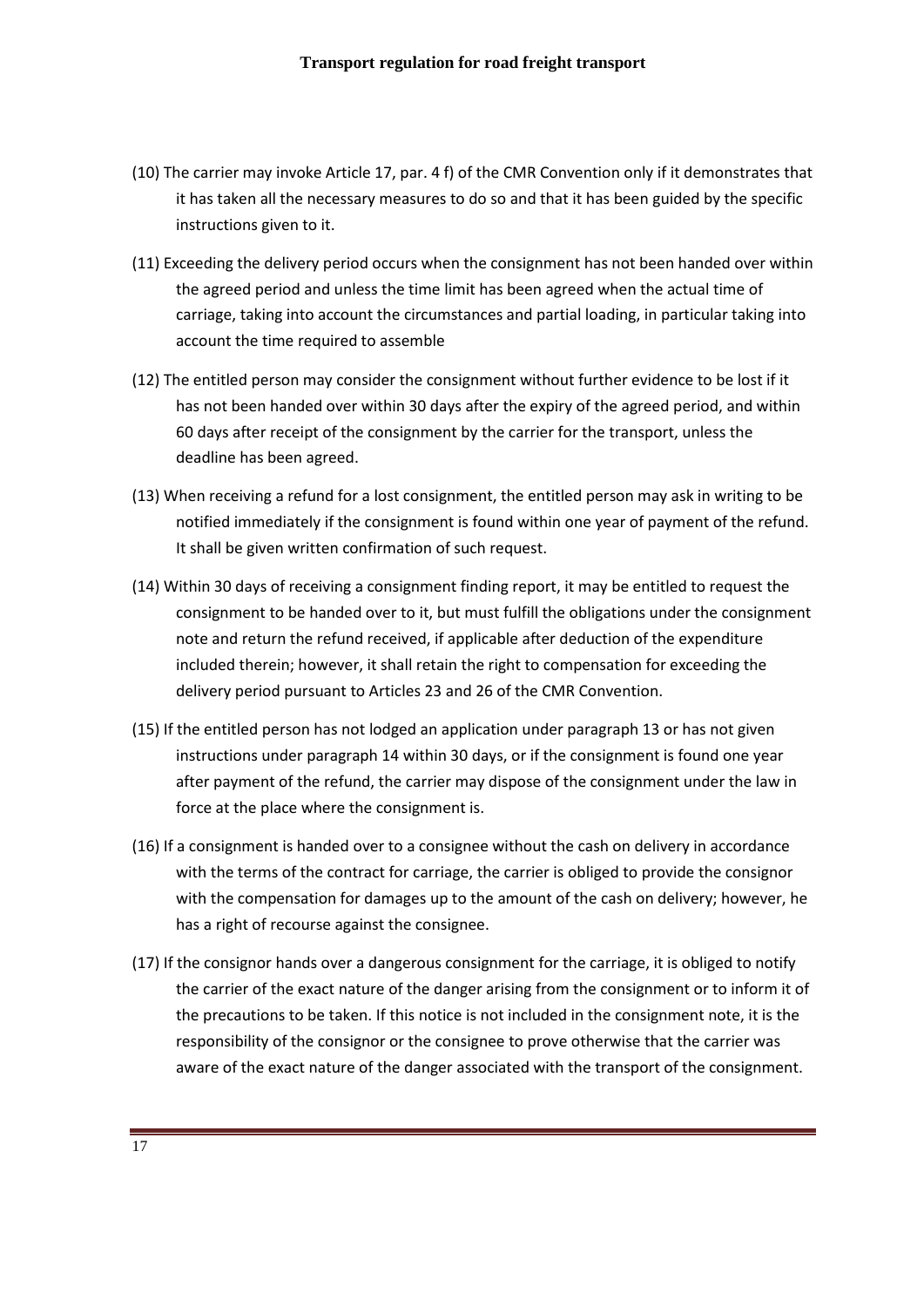(10) The carrier may invoke Article 17, par. 4 f) of the CMR Convention only if it demonstrates that it has taken all the necessary measures to do so and that it has been guided by the specific instructions given to it.

(11) Exceeding the delivery period occurs when the consignment has not been handed over within the agreed period and unless the time limit has been agreed when the actual time of carriage, taking into account the circumstances and partial loading, in particular taking into account the time required to assemble

(12) The entitled person may consider the consignment without further evidence to be lost if it has not been handed over within 30 days after the expiry of the agreed period, and within 60 days after receipt of the consignment by the carrier for the transport, unless the deadline has been agreed.

(13) When receiving a refund for a lost consignment, the entitled person may ask in writing to be notified immediately if the consignment is found within one year of payment of the refund. It shall be given written confirmation of such request.

(14) Within 30 days of receiving a consignment finding report, it may be entitled to request the consignment to be handed over to it, but must fulfill the obligations under the consignment note and return the refund received, if applicable after deduction of the expenditure included therein; however, it shall retain the right to compensation for exceeding the delivery period pursuant to Articles 23 and 26 of the CMR Convention.

(15) If the entitled person has not lodged an application under paragraph 13 or has not given instructions under paragraph 14 within 30 days, or if the consignment is found one year after payment of the refund, the carrier may dispose of the consignment under the law in force at the place where the consignment is.

(16) If a consignment is handed over to a consignee without the cash on delivery in accordance with the terms of the contract for carriage, the carrier is obliged to provide the consignor with the compensation for damages up to the amount of the cash on delivery; however, he has a right of recourse against the consignee.

(17) If the consignor hands over a dangerous consignment for the carriage, it is obliged to notify the carrier of the exact nature of the danger arising from the consignment or to inform it of the precautions to be taken. If this notice is not included in the consignment note, it is the responsibility of the consignor or the consignee to prove otherwise that the carrier was aware of the exact nature of the danger associated with the transport of the consignment.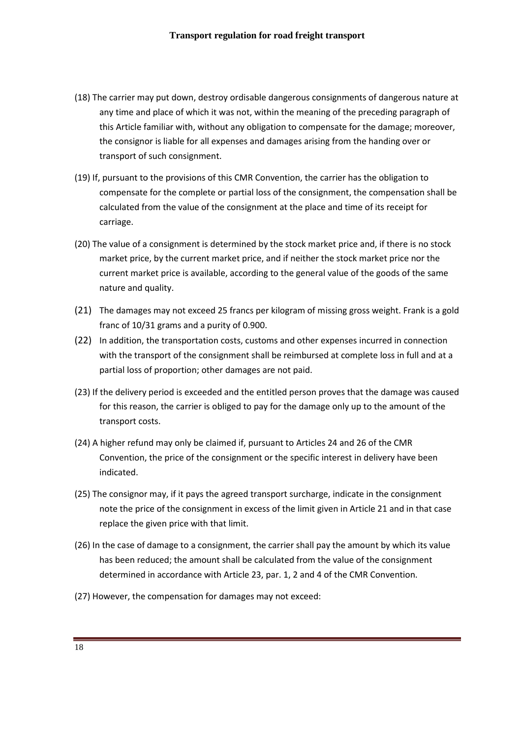(18) The carrier may put down, destroy ordisable dangerous consignments of dangerous nature at any time and place of which it was not, within the meaning of the preceding paragraph of this Article familiar with, without any obligation to compensate for the damage; moreover, the consignor is liable for all expenses and damages arising from the handing over or transport of such consignment.

(19) If, pursuant to the provisions of this CMR Convention, the carrier has the obligation to compensate for the complete or partial loss of the consignment, the compensation shall be calculated from the value of the consignment at the place and time of its receipt for carriage.

(20) The value of a consignment is determined by the stock market price and, if there is no stock market price, by the current market price, and if neither the stock market price nor the current market price is available, according to the general value of the goods of the same nature and quality.

(21) The damages may not exceed 25 francs per kilogram of missing gross weight. Frank is a gold franc of 10/31 grams and a purity of 0.900.

(22) In addition, the transportation costs, customs and other expenses incurred in connection with the transport of the consignment shall be reimbursed at complete loss in full and at a partial loss of proportion; other damages are not paid.

(23) If the delivery period is exceeded and the entitled person proves that the damage was caused for this reason, the carrier is obliged to pay for the damage only up to the amount of the transport costs.

(24) A higher refund may only be claimed if, pursuant to Articles 24 and 26 of the CMR Convention, the price of the consignment or the specific interest in delivery have been indicated.

(25) The consignor may, if it pays the agreed transport surcharge, indicate in the consignment note the price of the consignment in excess of the limit given in Article 21 and in that case replace the given price with that limit.

(26) In the case of damage to a consignment, the carrier shall pay the amount by which its value has been reduced; the amount shall be calculated from the value of the consignment determined in accordance with Article 23, par. 1, 2 and 4 of the CMR Convention.

(27) However, the compensation for damages may not exceed: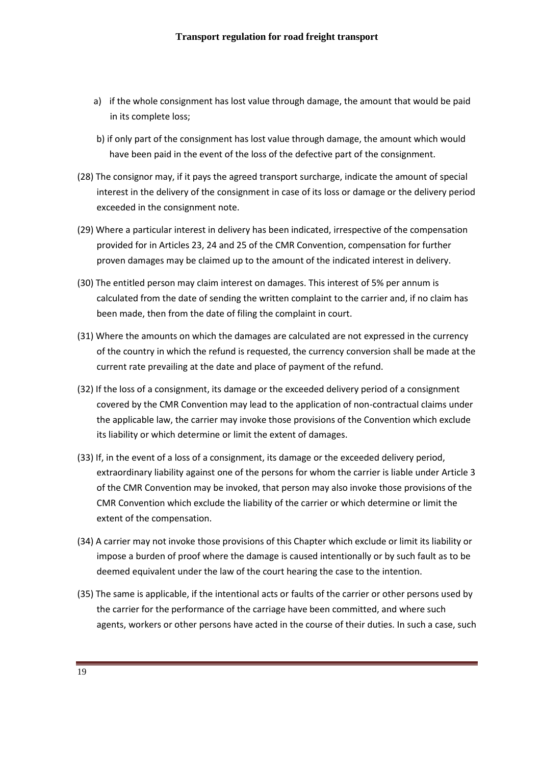a) if the whole consignment has lost value through damage, the amount that would be paid in its complete loss;

b) if only part of the consignment has lost value through damage, the amount which would have been paid in the event of the loss of the defective part of the consignment.

(28) The consignor may, if it pays the agreed transport surcharge, indicate the amount of special interest in the delivery of the consignment in case of its loss or damage or the delivery period exceeded in the consignment note.

(29) Where a particular interest in delivery has been indicated, irrespective of the compensation provided for in Articles 23, 24 and 25 of the CMR Convention, compensation for further proven damages may be claimed up to the amount of the indicated interest in delivery.

(30) The entitled person may claim interest on damages. This interest of 5% per annum is calculated from the date of sending the written complaint to the carrier and, if no claim has been made, then from the date of filing the complaint in court.

(31) Where the amounts on which the damages are calculated are not expressed in the currency of the country in which the refund is requested, the currency conversion shall be made at the current rate prevailing at the date and place of payment of the refund.

(32) If the loss of a consignment, its damage or the exceeded delivery period of a consignment covered by the CMR Convention may lead to the application of non-contractual claims under the applicable law, the carrier may invoke those provisions of the Convention which exclude its liability or which determine or limit the extent of damages.

(33) If, in the event of a loss of a consignment, its damage or the exceeded delivery period, extraordinary liability against one of the persons for whom the carrier is liable under Article 3 of the CMR Convention may be invoked, that person may also invoke those provisions of the CMR Convention which exclude the liability of the carrier or which determine or limit the extent of the compensation.

(34) A carrier may not invoke those provisions of this Chapter which exclude or limit its liability or impose a burden of proof where the damage is caused intentionally or by such fault as to be deemed equivalent under the law of the court hearing the case to the intention.

(35) The same is applicable, if the intentional acts or faults of the carrier or other persons used by the carrier for the performance of the carriage have been committed, and where such agents, workers or other persons have acted in the course of their duties. In such a case, such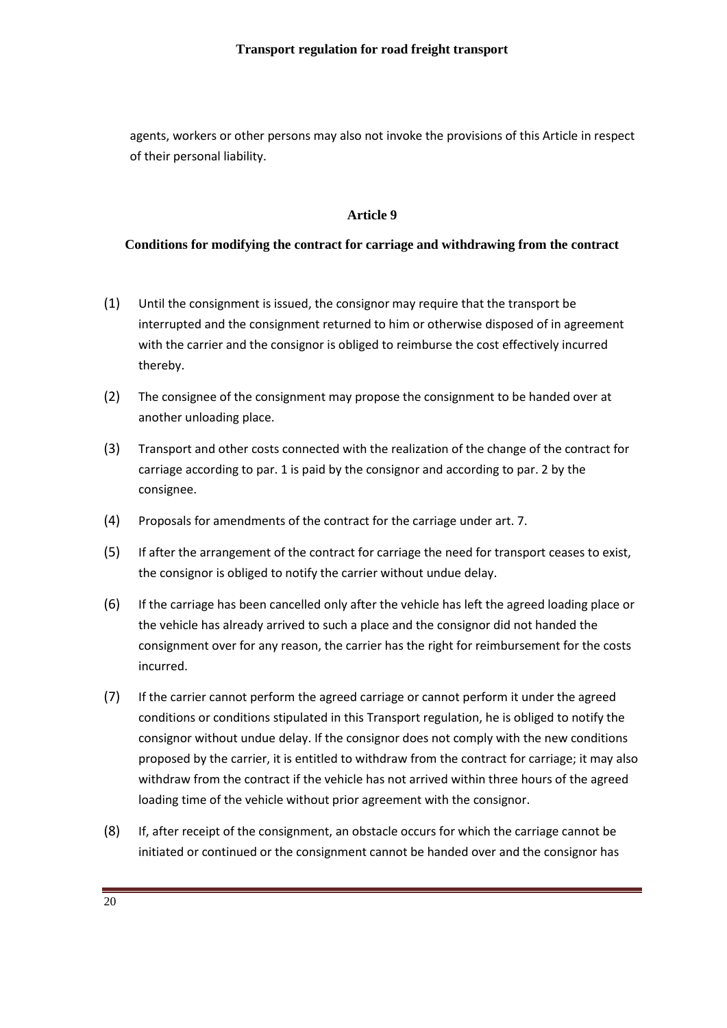agents, workers or other persons may also not invoke the provisions of this Article in respect of their personal liability.

## Article 9

### Conditions for modifying the contract for carriage and withdrawing from the contract

(1) Until the consignment is issued, the consignor may require that the transport be interrupted and the consignment returned to him or otherwise disposed of in agreement with the carrier and the consignor is obliged to reimburse the cost effectively incurred thereby.

(2) The consignee of the consignment may propose the consignment to be handed over at another unloading place.

(3) Transport and other costs connected with the realization of the change of the contract for carriage according to par. 1 is paid by the consignor and according to par. 2 by the consignee.

(4) Proposals for amendments of the contract for the carriage under art. 7.

(5) If after the arrangement of the contract for carriage the need for transport ceases to exist, the consignor is obliged to notify the carrier without undue delay.

(6) If the carriage has been cancelled only after the vehicle has left the agreed loading place or the vehicle has already arrived to such a place and the consignor did not handed the consignment over for any reason, the carrier has the right for reimbursement for the costs incurred.

(7) If the carrier cannot perform the agreed carriage or cannot perform it under the agreed conditions or conditions stipulated in this Transport regulation, he is obliged to notify the consignor without undue delay. If the consignor does not comply with the new conditions proposed by the carrier, it is entitled to withdraw from the contract for carriage; it may also withdraw from the contract if the vehicle has not arrived within three hours of the agreed loading time of the vehicle without prior agreement with the consignor.

(8) If, after receipt of the consignment, an obstacle occurs for which the carriage cannot be initiated or continued or the consignment cannot be handed over and the consignor has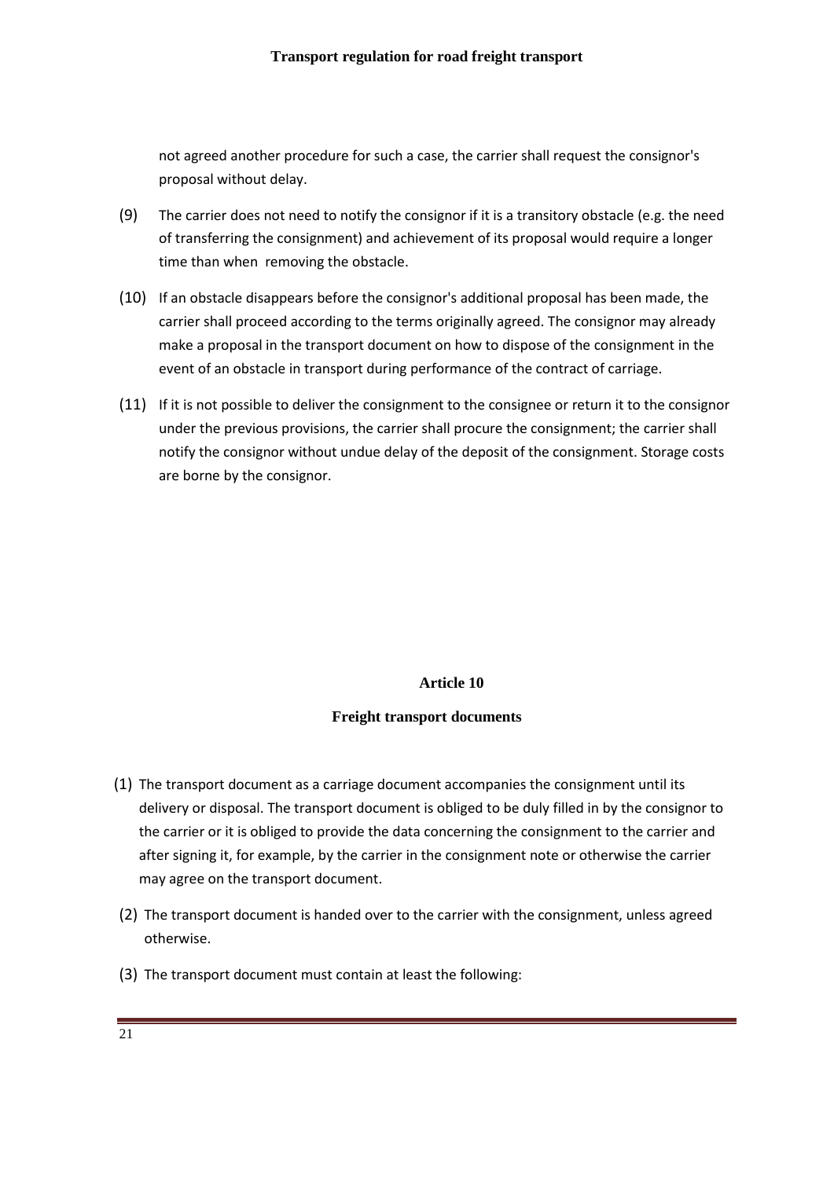not agreed another procedure for such a case, the carrier shall request the consignor's proposal without delay.

(9) The carrier does not need to notify the consignor if it is a transitory obstacle (e.g. the need of transferring the consignment) and achievement of its proposal would require a longer time than when removing the obstacle.

(10) If an obstacle disappears before the consignor's additional proposal has been made, the carrier shall proceed according to the terms originally agreed. The consignor may already make a proposal in the transport document on how to dispose of the consignment in the event of an obstacle in transport during performance of the contract of carriage.

(11) If it is not possible to deliver the consignment to the consignee or return it to the consignor under the previous provisions, the carrier shall procure the consignment; the carrier shall notify the consignor without undue delay of the deposit of the consignment. Storage costs are borne by the consignor.

## Article 10

### Freight transport documents

(1) The transport document as a carriage document accompanies the consignment until its delivery or disposal. The transport document is obliged to be duly filled in by the consignor to the carrier or it is obliged to provide the data concerning the consignment to the carrier and after signing it, for example, by the carrier in the consignment note or otherwise the carrier may agree on the transport document.

(2) The transport document is handed over to the carrier with the consignment, unless agreed otherwise.

(3) The transport document must contain at least the following: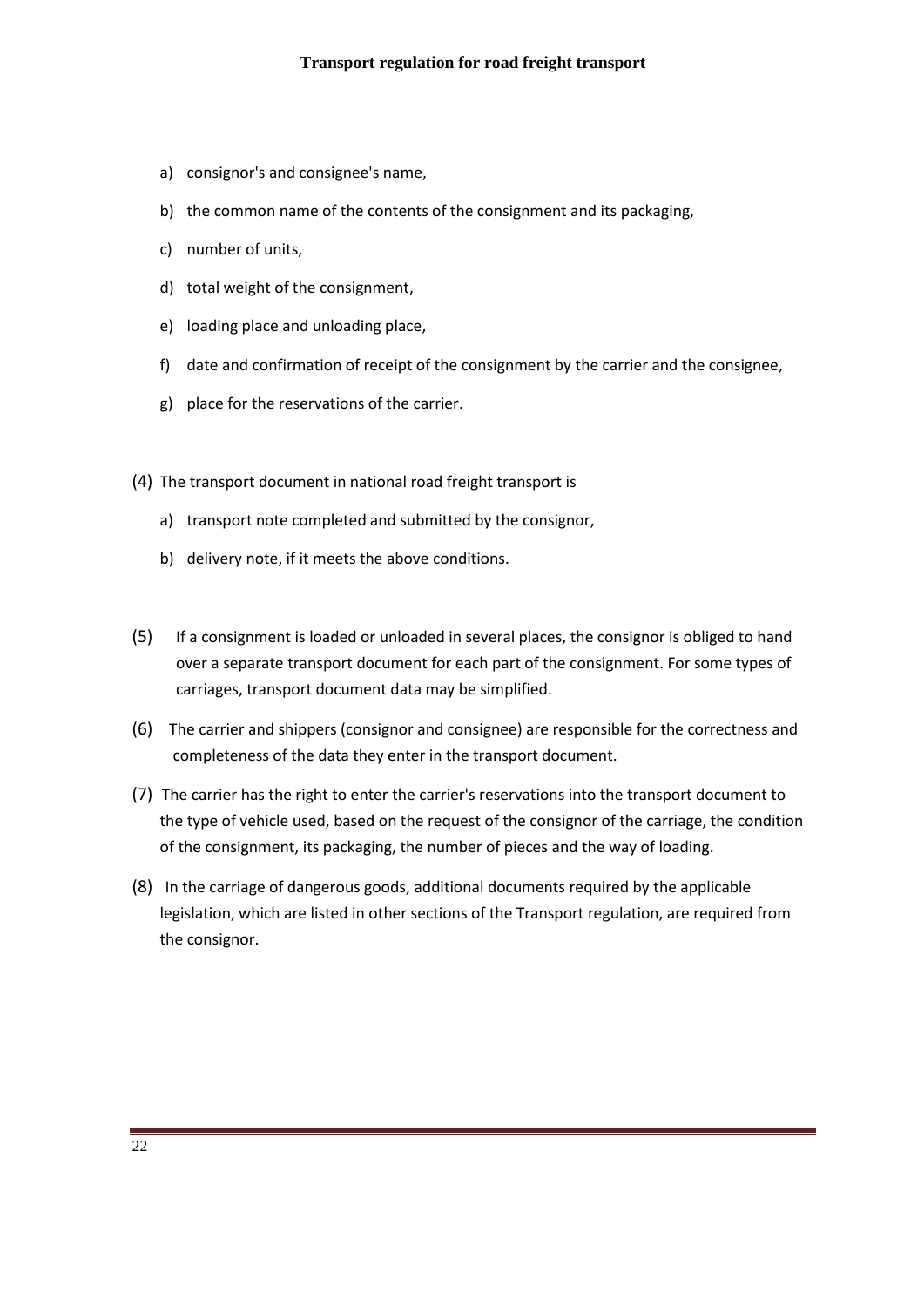a) consignor's and consignee's name,
b) the common name of the contents of the consignment and its packaging,
c) number of units,
d) total weight of the consignment,
e) loading place and unloading place,
f) date and confirmation of receipt of the consignment by the carrier and the consignee,
g) place for the reservations of the carrier.

(4) The transport document in national road freight transport is

a) transport note completed and submitted by the consignor,
b) delivery note, if it meets the above conditions.

(5) If a consignment is loaded or unloaded in several places, the consignor is obliged to hand over a separate transport document for each part of the consignment. For some types of carriages, transport document data may be simplified.

(6) The carrier and shippers (consignor and consignee) are responsible for the correctness and completeness of the data they enter in the transport document.

(7) The carrier has the right to enter the carrier's reservations into the transport document to the type of vehicle used, based on the request of the consignor of the carriage, the condition of the consignment, its packaging, the number of pieces and the way of loading.

(8) In the carriage of dangerous goods, additional documents required by the applicable legislation, which are listed in other sections of the Transport regulation, are required from the consignor.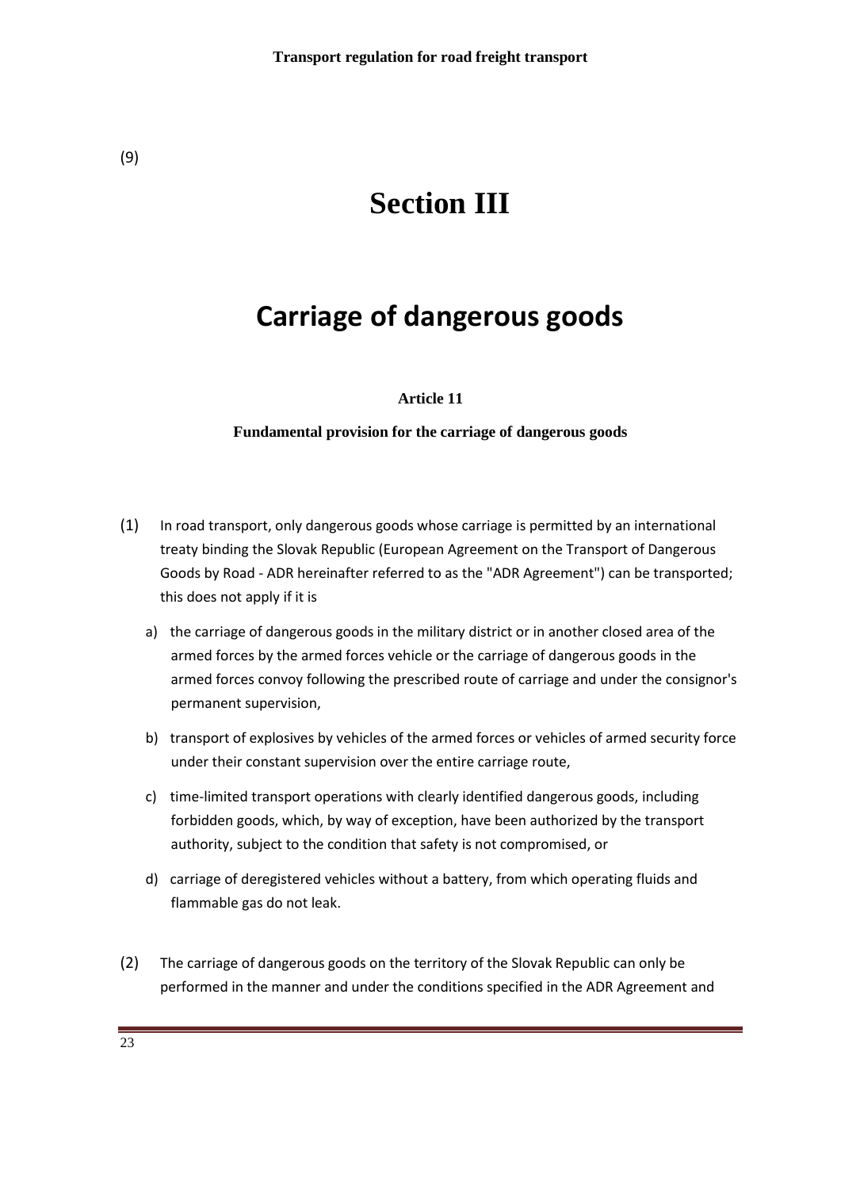(9)

# Section III

# Carriage of dangerous goods

### Article 11

### Fundamental provision for the carriage of dangerous goods

(1) In road transport, only dangerous goods whose carriage is permitted by an international treaty binding the Slovak Republic (European Agreement on the Transport of Dangerous Goods by Road - ADR hereinafter referred to as the "ADR Agreement") can be transported; this does not apply if it is

a) the carriage of dangerous goods in the military district or in another closed area of the armed forces by the armed forces vehicle or the carriage of dangerous goods in the armed forces convoy following the prescribed route of carriage and under the consignor's permanent supervision,

b) transport of explosives by vehicles of the armed forces or vehicles of armed security force under their constant supervision over the entire carriage route,

c) time-limited transport operations with clearly identified dangerous goods, including forbidden goods, which, by way of exception, have been authorized by the transport authority, subject to the condition that safety is not compromised, or

d) carriage of deregistered vehicles without a battery, from which operating fluids and flammable gas do not leak.

(2) The carriage of dangerous goods on the territory of the Slovak Republic can only be performed in the manner and under the conditions specified in the ADR Agreement and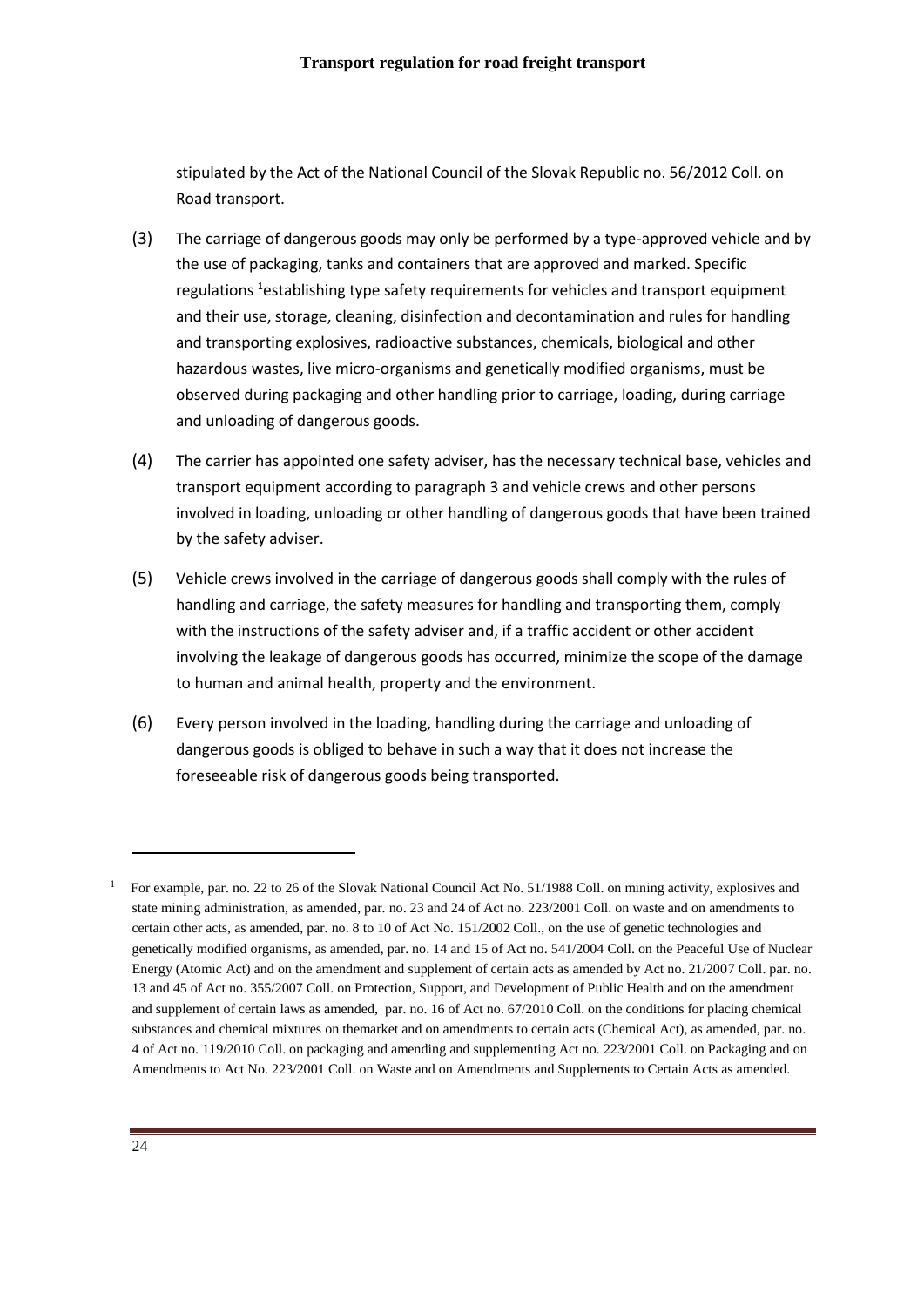stipulated by the Act of the National Council of the Slovak Republic no. 56/2012 Coll. on Road transport.

(3) The carriage of dangerous goods may only be performed by a type-approved vehicle and by the use of packaging, tanks and containers that are approved and marked. Specific regulations [1]establishing type safety requirements for vehicles and transport equipment and their use, storage, cleaning, disinfection and decontamination and rules for handling and transporting explosives, radioactive substances, chemicals, biological and other hazardous wastes, live micro-organisms and genetically modified organisms, must be observed during packaging and other handling prior to carriage, loading, during carriage and unloading of dangerous goods.

(4) The carrier has appointed one safety adviser, has the necessary technical base, vehicles and transport equipment according to paragraph 3 and vehicle crews and other persons involved in loading, unloading or other handling of dangerous goods that have been trained by the safety adviser.

(5) Vehicle crews involved in the carriage of dangerous goods shall comply with the rules of handling and carriage, the safety measures for handling and transporting them, comply with the instructions of the safety adviser and, if a traffic accident or other accident involving the leakage of dangerous goods has occurred, minimize the scope of the damage to human and animal health, property and the environment.

(6) Every person involved in the loading, handling during the carriage and unloading of dangerous goods is obliged to behave in such a way that it does not increase the foreseeable risk of dangerous goods being transported.

---

[1] For example, par. no. 22 to 26 of the Slovak National Council Act No. 51/1988 Coll. on mining activity, explosives and state mining administration, as amended, par. no. 23 and 24 of Act no. 223/2001 Coll. on waste and on amendments to certain other acts, as amended, par. no. 8 to 10 of Act No. 151/2002 Coll., on the use of genetic technologies and genetically modified organisms, as amended, par. no. 14 and 15 of Act no. 541/2004 Coll. on the Peaceful Use of Nuclear Energy (Atomic Act) and on the amendment and supplement of certain acts as amended by Act no. 21/2007 Coll. par. no. 13 and 45 of Act no. 355/2007 Coll. on Protection, Support, and Development of Public Health and on the amendment and supplement of certain laws as amended, par. no. 16 of Act no. 67/2010 Coll. on the conditions for placing chemical substances and chemical mixtures on themarket and on amendments to certain acts (Chemical Act), as amended, par. no. 4 of Act no. 119/2010 Coll. on packaging and amending and supplementing Act no. 223/2001 Coll. on Packaging and on Amendments to Act No. 223/2001 Coll. on Waste and on Amendments and Supplements to Certain Acts as amended.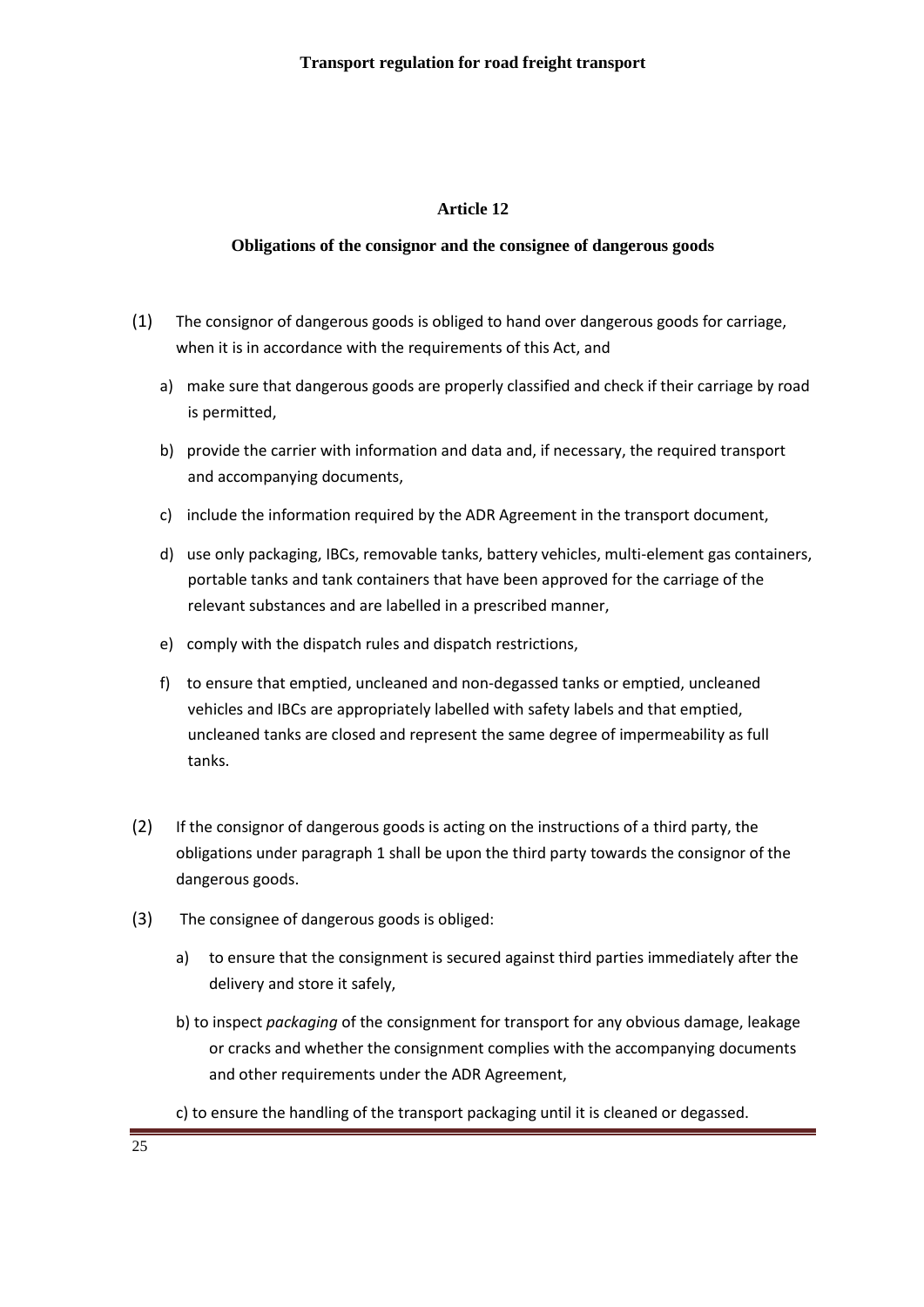## Article 12

### Obligations of the consignor and the consignee of dangerous goods

(1) The consignor of dangerous goods is obliged to hand over dangerous goods for carriage, when it is in accordance with the requirements of this Act, and

a) make sure that dangerous goods are properly classified and check if their carriage by road is permitted,

b) provide the carrier with information and data and, if necessary, the required transport and accompanying documents,

c) include the information required by the ADR Agreement in the transport document,

d) use only packaging, IBCs, removable tanks, battery vehicles, multi-element gas containers, portable tanks and tank containers that have been approved for the carriage of the relevant substances and are labelled in a prescribed manner,

e) comply with the dispatch rules and dispatch restrictions,

f) to ensure that emptied, uncleaned and non-degassed tanks or emptied, uncleaned vehicles and IBCs are appropriately labelled with safety labels and that emptied, uncleaned tanks are closed and represent the same degree of impermeability as full tanks.

(2) If the consignor of dangerous goods is acting on the instructions of a third party, the obligations under paragraph 1 shall be upon the third party towards the consignor of the dangerous goods.

(3) The consignee of dangerous goods is obliged:

a) to ensure that the consignment is secured against third parties immediately after the delivery and store it safely,

b) to inspect *packaging* of the consignment for transport for any obvious damage, leakage or cracks and whether the consignment complies with the accompanying documents and other requirements under the ADR Agreement,

c) to ensure the handling of the transport packaging until it is cleaned or degassed.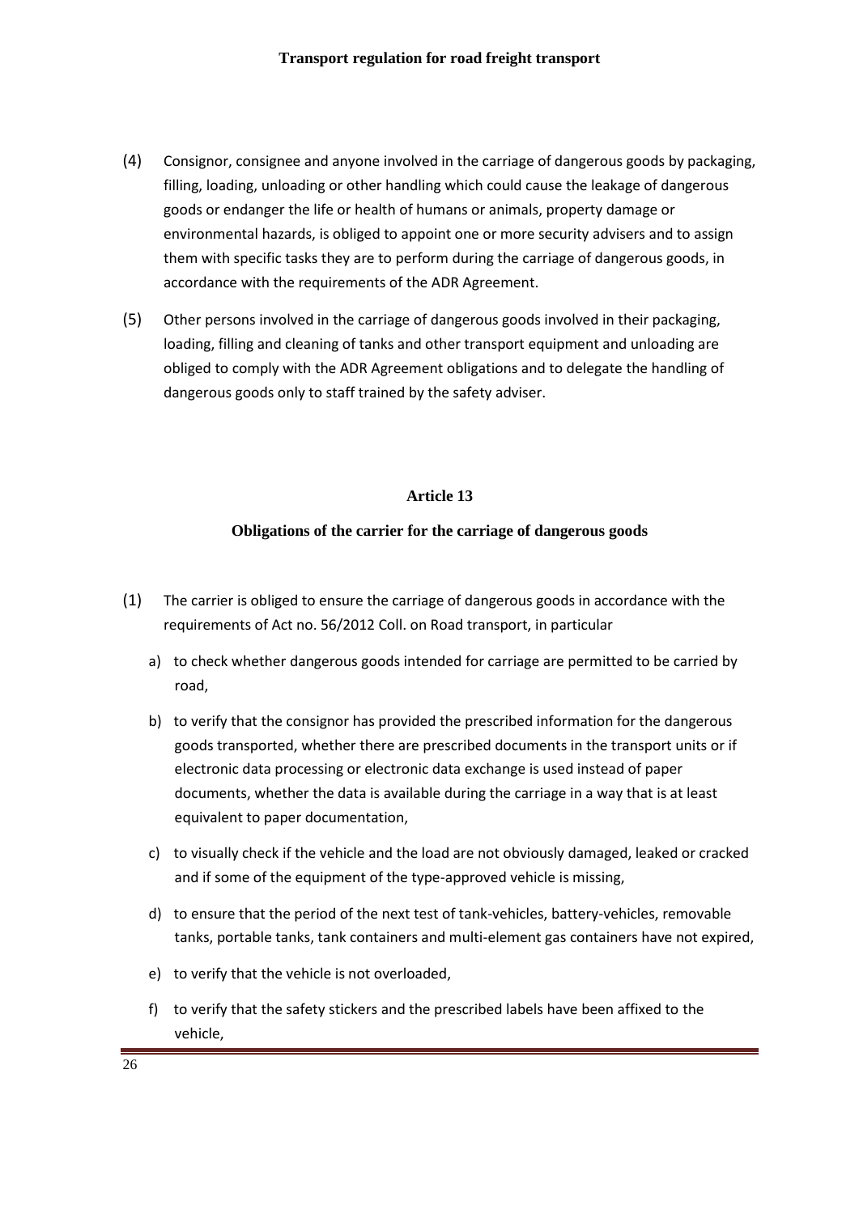(4) Consignor, consignee and anyone involved in the carriage of dangerous goods by packaging, filling, loading, unloading or other handling which could cause the leakage of dangerous goods or endanger the life or health of humans or animals, property damage or environmental hazards, is obliged to appoint one or more security advisers and to assign them with specific tasks they are to perform during the carriage of dangerous goods, in accordance with the requirements of the ADR Agreement.

(5) Other persons involved in the carriage of dangerous goods involved in their packaging, loading, filling and cleaning of tanks and other transport equipment and unloading are obliged to comply with the ADR Agreement obligations and to delegate the handling of dangerous goods only to staff trained by the safety adviser.

### Article 13

### Obligations of the carrier for the carriage of dangerous goods

(1) The carrier is obliged to ensure the carriage of dangerous goods in accordance with the requirements of Act no. 56/2012 Coll. on Road transport, in particular

a) to check whether dangerous goods intended for carriage are permitted to be carried by road,

b) to verify that the consignor has provided the prescribed information for the dangerous goods transported, whether there are prescribed documents in the transport units or if electronic data processing or electronic data exchange is used instead of paper documents, whether the data is available during the carriage in a way that is at least equivalent to paper documentation,

c) to visually check if the vehicle and the load are not obviously damaged, leaked or cracked and if some of the equipment of the type-approved vehicle is missing,

d) to ensure that the period of the next test of tank-vehicles, battery-vehicles, removable tanks, portable tanks, tank containers and multi-element gas containers have not expired,

e) to verify that the vehicle is not overloaded,

f) to verify that the safety stickers and the prescribed labels have been affixed to the vehicle,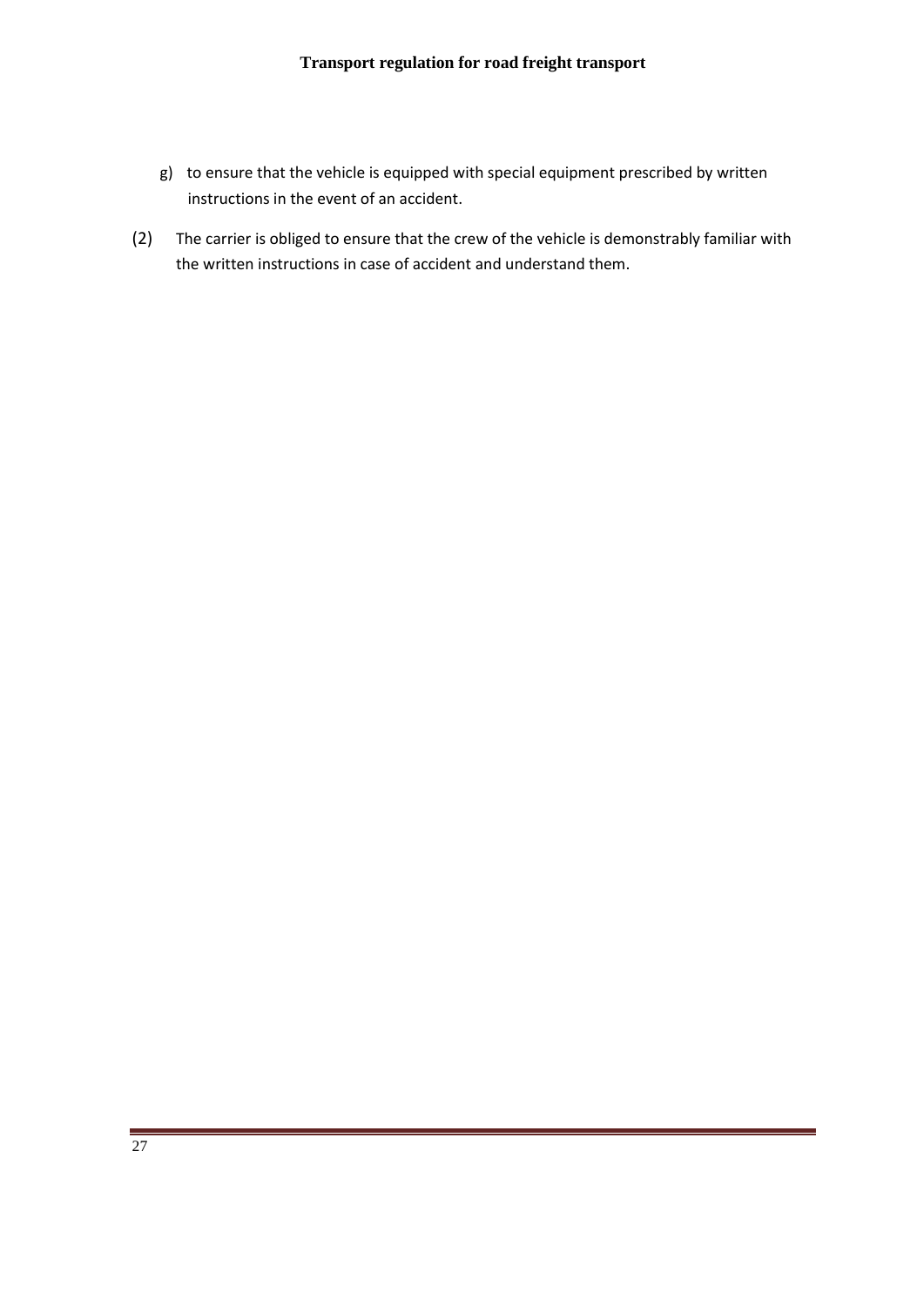g) to ensure that the vehicle is equipped with special equipment prescribed by written instructions in the event of an accident.

(2) The carrier is obliged to ensure that the crew of the vehicle is demonstrably familiar with the written instructions in case of accident and understand them.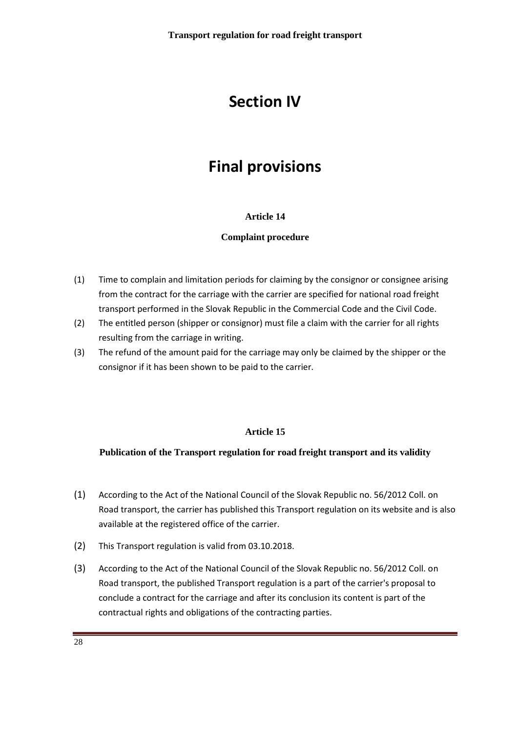# Section IV

# Final provisions

### Article 14

### Complaint procedure

(1) Time to complain and limitation periods for claiming by the consignor or consignee arising from the contract for the carriage with the carrier are specified for national road freight transport performed in the Slovak Republic in the Commercial Code and the Civil Code.

(2) The entitled person (shipper or consignor) must file a claim with the carrier for all rights resulting from the carriage in writing.

(3) The refund of the amount paid for the carriage may only be claimed by the shipper or the consignor if it has been shown to be paid to the carrier.

### Article 15

### Publication of the Transport regulation for road freight transport and its validity

(1) According to the Act of the National Council of the Slovak Republic no. 56/2012 Coll. on Road transport, the carrier has published this Transport regulation on its website and is also available at the registered office of the carrier.

(2) This Transport regulation is valid from 03.10.2018.

(3) According to the Act of the National Council of the Slovak Republic no. 56/2012 Coll. on Road transport, the published Transport regulation is a part of the carrier's proposal to conclude a contract for the carriage and after its conclusion its content is part of the contractual rights and obligations of the contracting parties.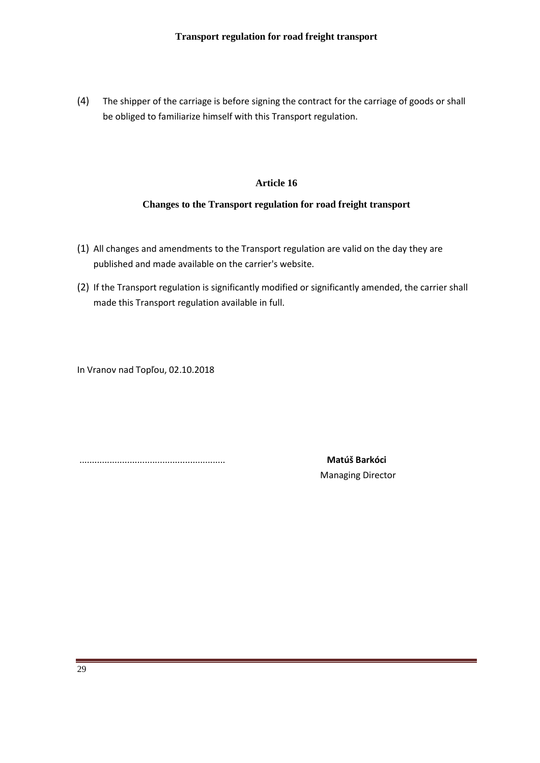(4) The shipper of the carriage is before signing the contract for the carriage of goods or shall be obliged to familiarize himself with this Transport regulation.

## Article 16

### Changes to the Transport regulation for road freight transport

(1) All changes and amendments to the Transport regulation are valid on the day they are published and made available on the carrier's website.

(2) If the Transport regulation is significantly modified or significantly amended, the carrier shall made this Transport regulation available in full.

In Vranov nad Topľou, 02.10.2018

.........................................................

**Matúš Barkóci**
Managing Director